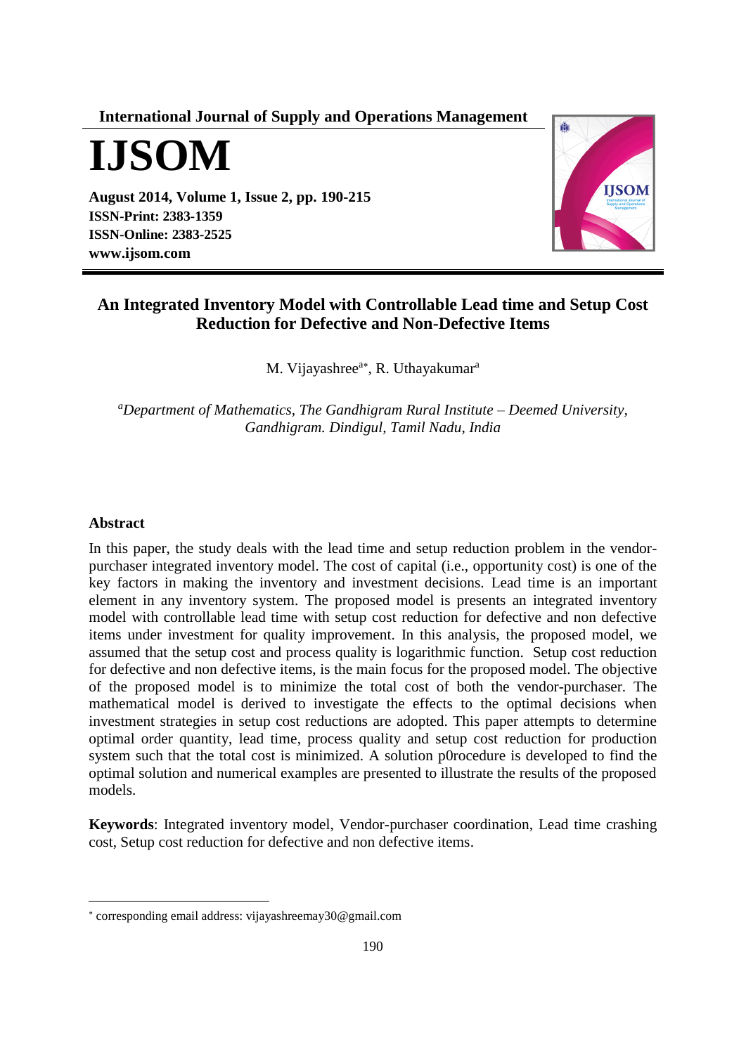International Journal of Supply and Operations Management

# IJSOM

**August 2014, Volume 1, Issue 2, pp. 190-215**
**ISSN-Print: 2383-1359**
**ISSN-Online: 2383-2525**
**www.ijsom.com**

## An Integrated Inventory Model with Controllable Lead time and Setup Cost Reduction for Defective and Non-Defective Items

M. Vijayashree[a*], R. Uthayakumar[a]

[a]*Department of Mathematics, The Gandhigram Rural Institute – Deemed University, Gandhigram. Dindigul, Tamil Nadu, India*

### Abstract

In this paper, the study deals with the lead time and setup reduction problem in the vendor-purchaser integrated inventory model. The cost of capital (i.e., opportunity cost) is one of the key factors in making the inventory and investment decisions. Lead time is an important element in any inventory system. The proposed model is presents an integrated inventory model with controllable lead time with setup cost reduction for defective and non defective items under investment for quality improvement. In this analysis, the proposed model, we assumed that the setup cost and process quality is logarithmic function. Setup cost reduction for defective and non defective items, is the main focus for the proposed model. The objective of the proposed model is to minimize the total cost of both the vendor-purchaser. The mathematical model is derived to investigate the effects to the optimal decisions when investment strategies in setup cost reductions are adopted. This paper attempts to determine optimal order quantity, lead time, process quality and setup cost reduction for production system such that the total cost is minimized. A solution p0rocedure is developed to find the optimal solution and numerical examples are presented to illustrate the results of the proposed models.

**Keywords**: Integrated inventory model, Vendor-purchaser coordination, Lead time crashing cost, Setup cost reduction for defective and non defective items.

---

* corresponding email address: vijayashreemay30@gmail.com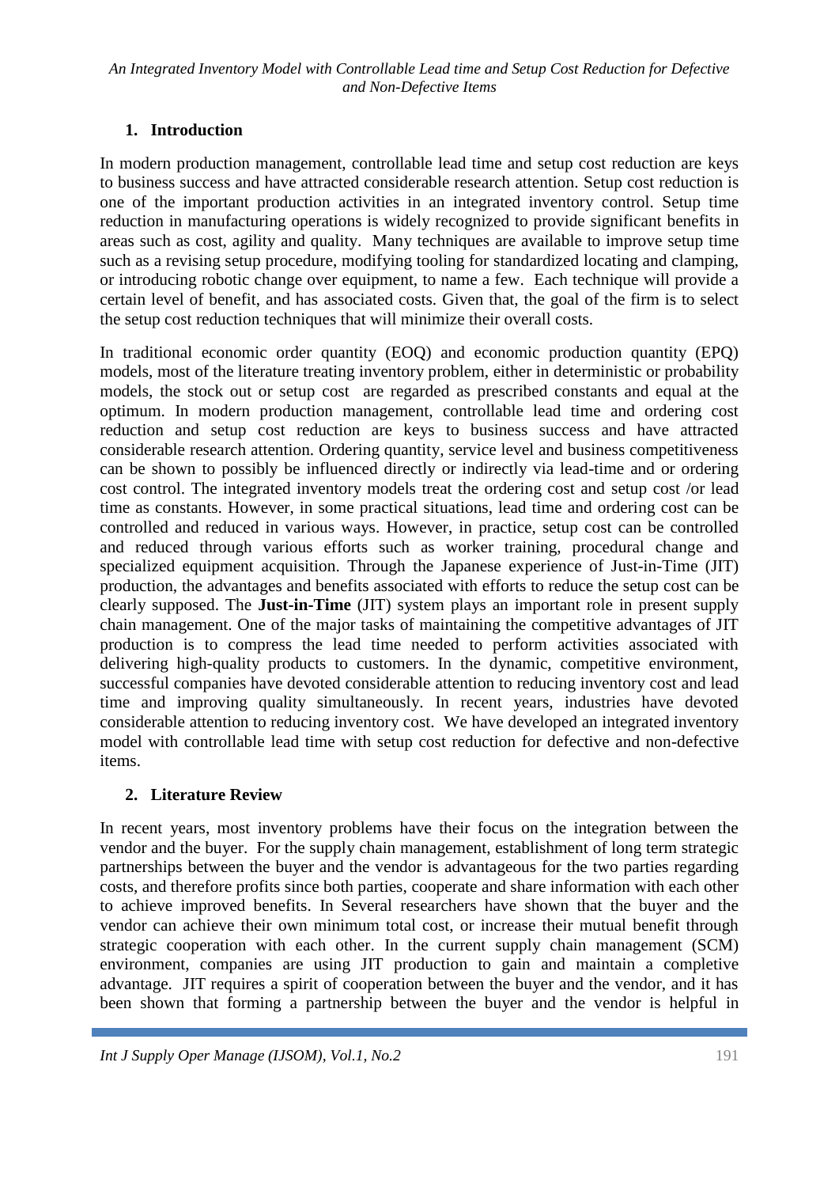## 1. Introduction

In modern production management, controllable lead time and setup cost reduction are keys to business success and have attracted considerable research attention. Setup cost reduction is one of the important production activities in an integrated inventory control. Setup time reduction in manufacturing operations is widely recognized to provide significant benefits in areas such as cost, agility and quality. Many techniques are available to improve setup time such as a revising setup procedure, modifying tooling for standardized locating and clamping, or introducing robotic change over equipment, to name a few. Each technique will provide a certain level of benefit, and has associated costs. Given that, the goal of the firm is to select the setup cost reduction techniques that will minimize their overall costs.

In traditional economic order quantity (EOQ) and economic production quantity (EPQ) models, most of the literature treating inventory problem, either in deterministic or probability models, the stock out or setup cost are regarded as prescribed constants and equal at the optimum. In modern production management, controllable lead time and ordering cost reduction and setup cost reduction are keys to business success and have attracted considerable research attention. Ordering quantity, service level and business competitiveness can be shown to possibly be influenced directly or indirectly via lead-time and or ordering cost control. The integrated inventory models treat the ordering cost and setup cost /or lead time as constants. However, in some practical situations, lead time and ordering cost can be controlled and reduced in various ways. However, in practice, setup cost can be controlled and reduced through various efforts such as worker training, procedural change and specialized equipment acquisition. Through the Japanese experience of Just-in-Time (JIT) production, the advantages and benefits associated with efforts to reduce the setup cost can be clearly supposed. The **Just-in-Time** (JIT) system plays an important role in present supply chain management. One of the major tasks of maintaining the competitive advantages of JIT production is to compress the lead time needed to perform activities associated with delivering high-quality products to customers. In the dynamic, competitive environment, successful companies have devoted considerable attention to reducing inventory cost and lead time and improving quality simultaneously. In recent years, industries have devoted considerable attention to reducing inventory cost. We have developed an integrated inventory model with controllable lead time with setup cost reduction for defective and non-defective items.

## 2. Literature Review

In recent years, most inventory problems have their focus on the integration between the vendor and the buyer. For the supply chain management, establishment of long term strategic partnerships between the buyer and the vendor is advantageous for the two parties regarding costs, and therefore profits since both parties, cooperate and share information with each other to achieve improved benefits. In Several researchers have shown that the buyer and the vendor can achieve their own minimum total cost, or increase their mutual benefit through strategic cooperation with each other. In the current supply chain management (SCM) environment, companies are using JIT production to gain and maintain a completive advantage. JIT requires a spirit of cooperation between the buyer and the vendor, and it has been shown that forming a partnership between the buyer and the vendor is helpful in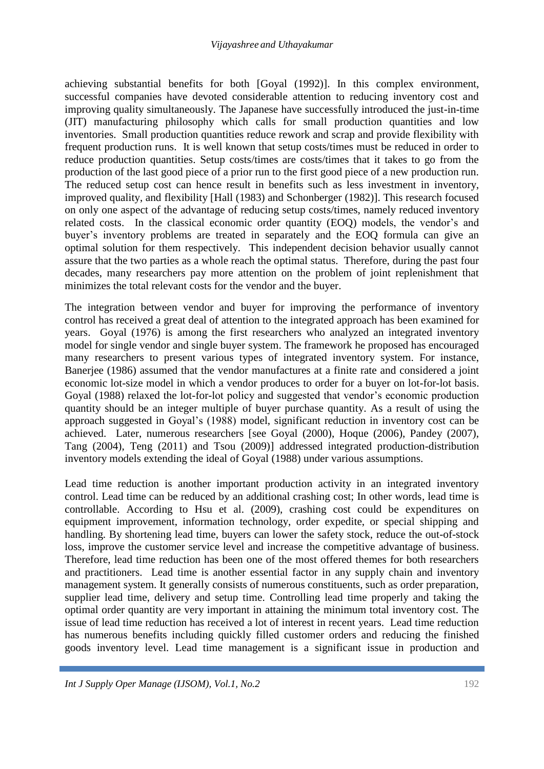achieving substantial benefits for both [Goyal (1992)]. In this complex environment, successful companies have devoted considerable attention to reducing inventory cost and improving quality simultaneously. The Japanese have successfully introduced the just-in-time (JIT) manufacturing philosophy which calls for small production quantities and low inventories. Small production quantities reduce rework and scrap and provide flexibility with frequent production runs. It is well known that setup costs/times must be reduced in order to reduce production quantities. Setup costs/times are costs/times that it takes to go from the production of the last good piece of a prior run to the first good piece of a new production run. The reduced setup cost can hence result in benefits such as less investment in inventory, improved quality, and flexibility [Hall (1983) and Schonberger (1982)]. This research focused on only one aspect of the advantage of reducing setup costs/times, namely reduced inventory related costs. In the classical economic order quantity (EOQ) models, the vendor's and buyer's inventory problems are treated in separately and the EOQ formula can give an optimal solution for them respectively. This independent decision behavior usually cannot assure that the two parties as a whole reach the optimal status. Therefore, during the past four decades, many researchers pay more attention on the problem of joint replenishment that minimizes the total relevant costs for the vendor and the buyer.

The integration between vendor and buyer for improving the performance of inventory control has received a great deal of attention to the integrated approach has been examined for years. Goyal (1976) is among the first researchers who analyzed an integrated inventory model for single vendor and single buyer system. The framework he proposed has encouraged many researchers to present various types of integrated inventory system. For instance, Banerjee (1986) assumed that the vendor manufactures at a finite rate and considered a joint economic lot-size model in which a vendor produces to order for a buyer on lot-for-lot basis. Goyal (1988) relaxed the lot-for-lot policy and suggested that vendor's economic production quantity should be an integer multiple of buyer purchase quantity. As a result of using the approach suggested in Goyal's (1988) model, significant reduction in inventory cost can be achieved. Later, numerous researchers [see Goyal (2000), Hoque (2006), Pandey (2007), Tang (2004), Teng (2011) and Tsou (2009)] addressed integrated production-distribution inventory models extending the ideal of Goyal (1988) under various assumptions.

Lead time reduction is another important production activity in an integrated inventory control. Lead time can be reduced by an additional crashing cost; In other words, lead time is controllable. According to Hsu et al. (2009), crashing cost could be expenditures on equipment improvement, information technology, order expedite, or special shipping and handling. By shortening lead time, buyers can lower the safety stock, reduce the out-of-stock loss, improve the customer service level and increase the competitive advantage of business. Therefore, lead time reduction has been one of the most offered themes for both researchers and practitioners. Lead time is another essential factor in any supply chain and inventory management system. It generally consists of numerous constituents, such as order preparation, supplier lead time, delivery and setup time. Controlling lead time properly and taking the optimal order quantity are very important in attaining the minimum total inventory cost. The issue of lead time reduction has received a lot of interest in recent years. Lead time reduction has numerous benefits including quickly filled customer orders and reducing the finished goods inventory level. Lead time management is a significant issue in production and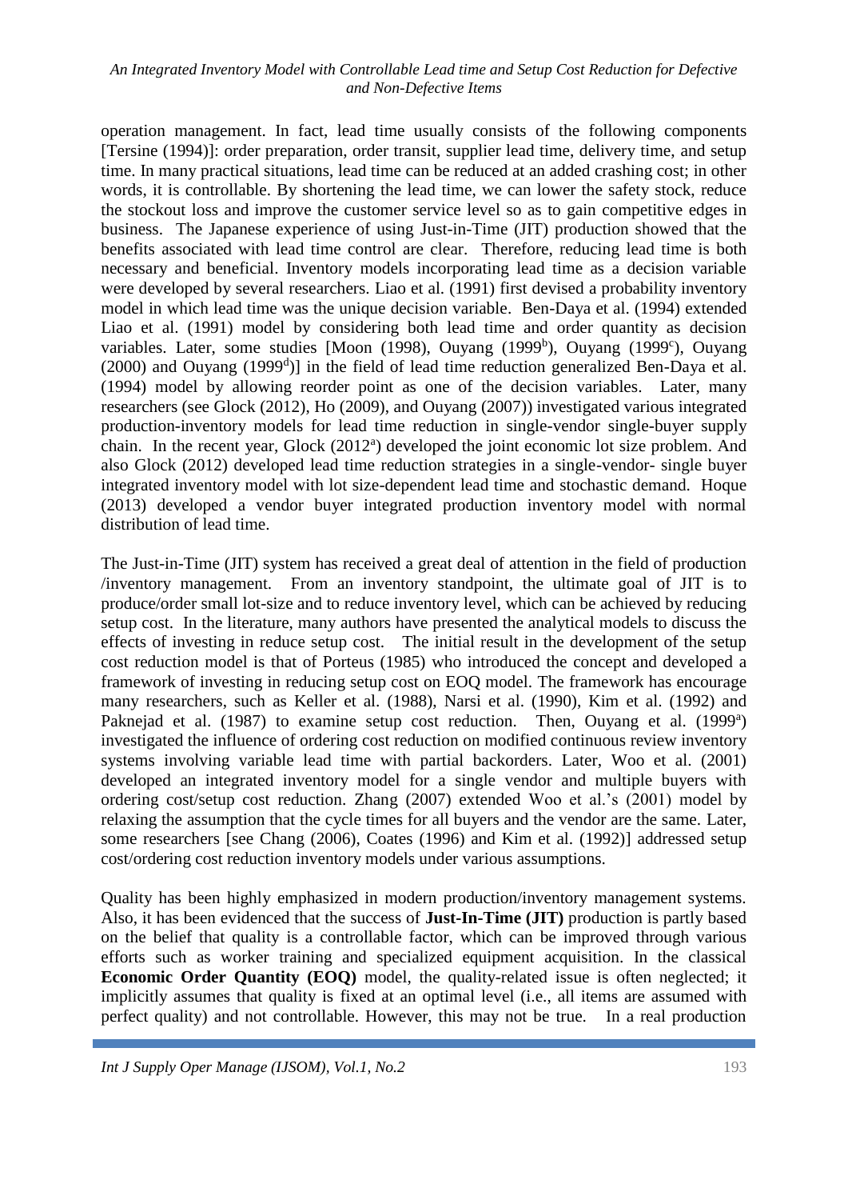operation management. In fact, lead time usually consists of the following components [Tersine (1994)]: order preparation, order transit, supplier lead time, delivery time, and setup time. In many practical situations, lead time can be reduced at an added crashing cost; in other words, it is controllable. By shortening the lead time, we can lower the safety stock, reduce the stockout loss and improve the customer service level so as to gain competitive edges in business. The Japanese experience of using Just-in-Time (JIT) production showed that the benefits associated with lead time control are clear. Therefore, reducing lead time is both necessary and beneficial. Inventory models incorporating lead time as a decision variable were developed by several researchers. Liao et al. (1991) first devised a probability inventory model in which lead time was the unique decision variable. Ben-Daya et al. (1994) extended Liao et al. (1991) model by considering both lead time and order quantity as decision variables. Later, some studies [Moon (1998), Ouyang (1999[b]), Ouyang (1999[c]), Ouyang (2000) and Ouyang (1999[d])] in the field of lead time reduction generalized Ben-Daya et al. (1994) model by allowing reorder point as one of the decision variables. Later, many researchers (see Glock (2012), Ho (2009), and Ouyang (2007)) investigated various integrated production-inventory models for lead time reduction in single-vendor single-buyer supply chain. In the recent year, Glock (2012[a]) developed the joint economic lot size problem. And also Glock (2012) developed lead time reduction strategies in a single-vendor- single buyer integrated inventory model with lot size-dependent lead time and stochastic demand. Hoque (2013) developed a vendor buyer integrated production inventory model with normal distribution of lead time.

The Just-in-Time (JIT) system has received a great deal of attention in the field of production /inventory management. From an inventory standpoint, the ultimate goal of JIT is to produce/order small lot-size and to reduce inventory level, which can be achieved by reducing setup cost. In the literature, many authors have presented the analytical models to discuss the effects of investing in reduce setup cost. The initial result in the development of the setup cost reduction model is that of Porteus (1985) who introduced the concept and developed a framework of investing in reducing setup cost on EOQ model. The framework has encourage many researchers, such as Keller et al. (1988), Narsi et al. (1990), Kim et al. (1992) and Paknejad et al. (1987) to examine setup cost reduction. Then, Ouyang et al. (1999[a]) investigated the influence of ordering cost reduction on modified continuous review inventory systems involving variable lead time with partial backorders. Later, Woo et al. (2001) developed an integrated inventory model for a single vendor and multiple buyers with ordering cost/setup cost reduction. Zhang (2007) extended Woo et al.'s (2001) model by relaxing the assumption that the cycle times for all buyers and the vendor are the same. Later, some researchers [see Chang (2006), Coates (1996) and Kim et al. (1992)] addressed setup cost/ordering cost reduction inventory models under various assumptions.

Quality has been highly emphasized in modern production/inventory management systems. Also, it has been evidenced that the success of **Just-In-Time (JIT)** production is partly based on the belief that quality is a controllable factor, which can be improved through various efforts such as worker training and specialized equipment acquisition. In the classical **Economic Order Quantity (EOQ)** model, the quality-related issue is often neglected; it implicitly assumes that quality is fixed at an optimal level (i.e., all items are assumed with perfect quality) and not controllable. However, this may not be true. In a real production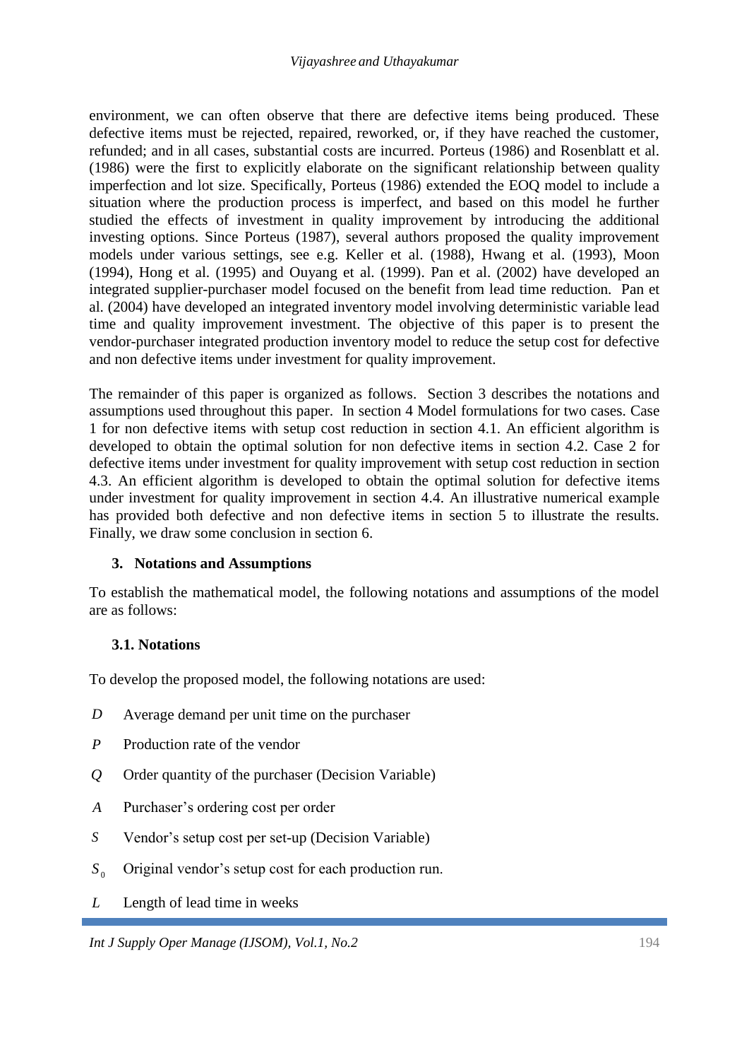environment, we can often observe that there are defective items being produced. These defective items must be rejected, repaired, reworked, or, if they have reached the customer, refunded; and in all cases, substantial costs are incurred. Porteus (1986) and Rosenblatt et al. (1986) were the first to explicitly elaborate on the significant relationship between quality imperfection and lot size. Specifically, Porteus (1986) extended the EOQ model to include a situation where the production process is imperfect, and based on this model he further studied the effects of investment in quality improvement by introducing the additional investing options. Since Porteus (1987), several authors proposed the quality improvement models under various settings, see e.g. Keller et al. (1988), Hwang et al. (1993), Moon (1994), Hong et al. (1995) and Ouyang et al. (1999). Pan et al. (2002) have developed an integrated supplier-purchaser model focused on the benefit from lead time reduction. Pan et al. (2004) have developed an integrated inventory model involving deterministic variable lead time and quality improvement investment. The objective of this paper is to present the vendor-purchaser integrated production inventory model to reduce the setup cost for defective and non defective items under investment for quality improvement.

The remainder of this paper is organized as follows. Section 3 describes the notations and assumptions used throughout this paper. In section 4 Model formulations for two cases. Case 1 for non defective items with setup cost reduction in section 4.1. An efficient algorithm is developed to obtain the optimal solution for non defective items in section 4.2. Case 2 for defective items under investment for quality improvement with setup cost reduction in section 4.3. An efficient algorithm is developed to obtain the optimal solution for defective items under investment for quality improvement in section 4.4. An illustrative numerical example has provided both defective and non defective items in section 5 to illustrate the results. Finally, we draw some conclusion in section 6.

## 3. Notations and Assumptions

To establish the mathematical model, the following notations and assumptions of the model are as follows:

### 3.1. Notations

To develop the proposed model, the following notations are used:

- $D$ Average demand per unit time on the purchaser
- $P$ Production rate of the vendor
- $Q$ Order quantity of the purchaser (Decision Variable)
- $A$ Purchaser's ordering cost per order
- $S$ Vendor's setup cost per set-up (Decision Variable)
- $S_0$ Original vendor's setup cost for each production run.
- $L$ Length of lead time in weeks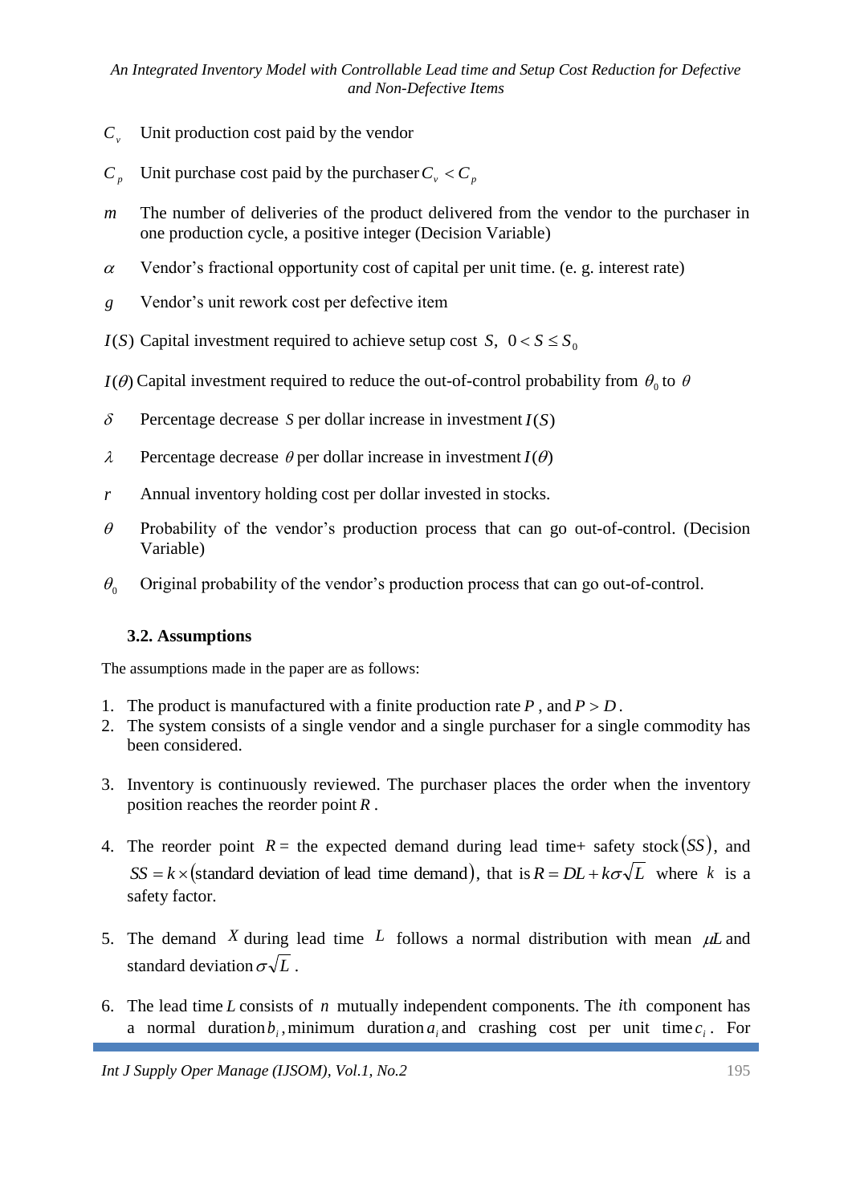$C_v$ Unit production cost paid by the vendor

$C_p$ Unit purchase cost paid by the purchaser $C_v < C_p$

$m$ The number of deliveries of the product delivered from the vendor to the purchaser in one production cycle, a positive integer (Decision Variable)

$\alpha$ Vendor's fractional opportunity cost of capital per unit time. (e. g. interest rate)

$g$ Vendor's unit rework cost per defective item

$I(S)$ Capital investment required to achieve setup cost $S$, $0 < S \leq S_0$

$I(\theta)$ Capital investment required to reduce the out-of-control probability from $\theta_0$ to $\theta$

$\delta$ Percentage decrease $S$ per dollar increase in investment $I(S)$

$\lambda$ Percentage decrease $\theta$ per dollar increase in investment $I(\theta)$

$r$ Annual inventory holding cost per dollar invested in stocks.

$\theta$ Probability of the vendor's production process that can go out-of-control. (Decision Variable)

$\theta_0$ Original probability of the vendor's production process that can go out-of-control.

### 3.2. Assumptions

The assumptions made in the paper are as follows:

1. The product is manufactured with a finite production rate $P$, and $P > D$.
2. The system consists of a single vendor and a single purchaser for a single commodity has been considered.
3. Inventory is continuously reviewed. The purchaser places the order when the inventory position reaches the reorder point $R$.
4. The reorder point $R =$ the expected demand during lead time+ safety stock$(SS)$, and $SS = k \times (\text{standard deviation of lead time demand})$, that is $R = DL + k\sigma\sqrt{L}$ where $k$ is a safety factor.
5. The demand $X$ during lead time $L$ follows a normal distribution with mean $\mu L$ and standard deviation $\sigma\sqrt{L}$.
6. The lead time $L$ consists of $n$ mutually independent components. The $i$th component has a normal duration $b_i$, minimum duration $a_i$ and crashing cost per unit time $c_i$. For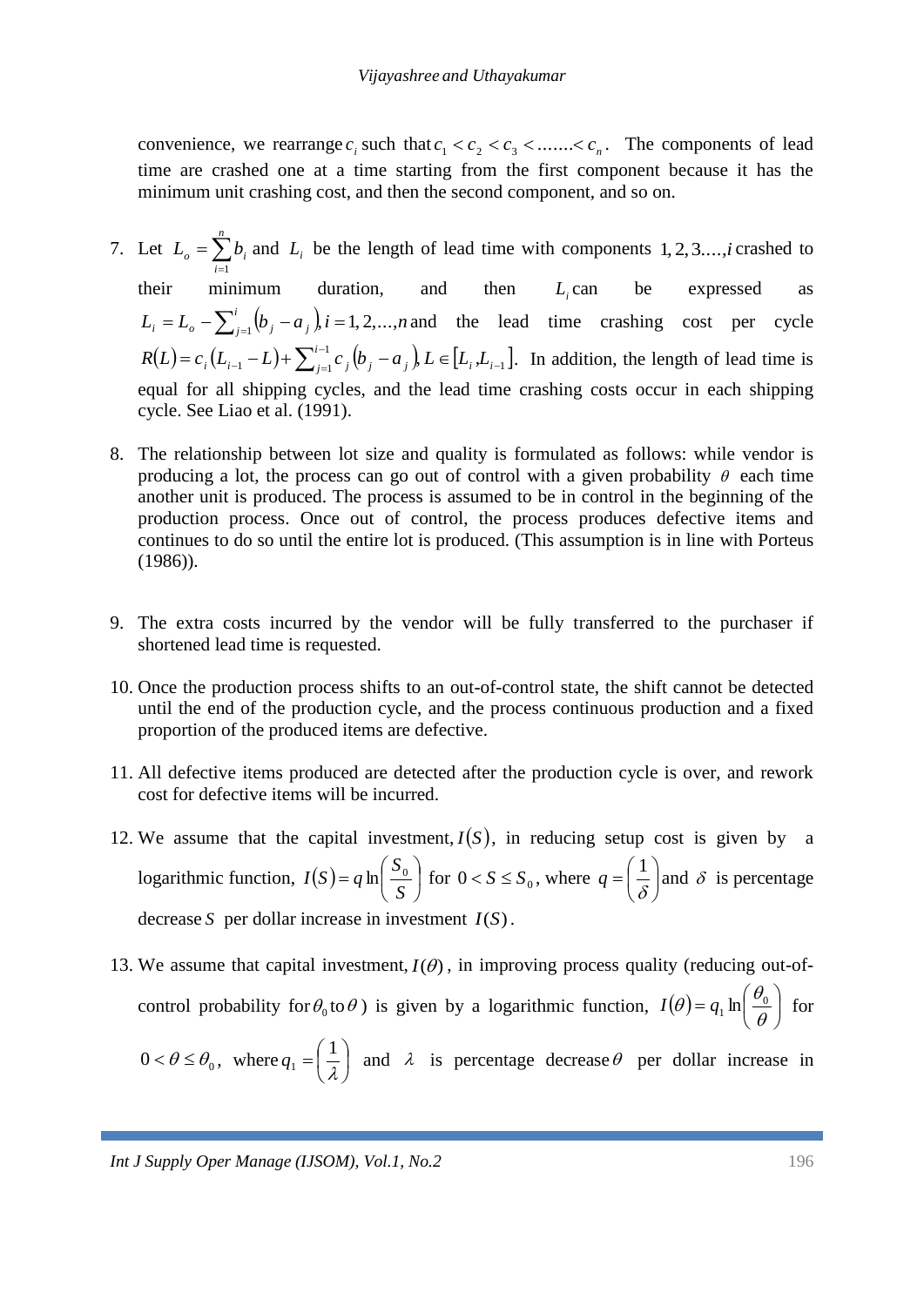convenience, we rearrange $c_i$ such that $c_1 < c_2 < c_3 < .......< c_n$. The components of lead time are crashed one at a time starting from the first component because it has the minimum unit crashing cost, and then the second component, and so on.

7. Let $L_o = \sum_{i=1}^{n} b_i$ and $L_i$ be the length of lead time with components $1, 2, 3, ..., i$ crashed to their minimum duration, and then $L_i$ can be expressed as $L_i = L_o - \sum_{j=1}^{i} (b_j - a_j), i = 1, 2, ..., n$ and the lead time crashing cost per cycle $R(L) = c_i (L_{i-1} - L) + \sum_{j=1}^{i-1} c_j (b_j - a_j), L \in [L_i, L_{i-1}]$. In addition, the length of lead time is equal for all shipping cycles, and the lead time crashing costs occur in each shipping cycle. See Liao et al. (1991).

8. The relationship between lot size and quality is formulated as follows: while vendor is producing a lot, the process can go out of control with a given probability $\theta$ each time another unit is produced. The process is assumed to be in control in the beginning of the production process. Once out of control, the process produces defective items and continues to do so until the entire lot is produced. (This assumption is in line with Porteus (1986)).

9. The extra costs incurred by the vendor will be fully transferred to the purchaser if shortened lead time is requested.

10. Once the production process shifts to an out-of-control state, the shift cannot be detected until the end of the production cycle, and the process continuous production and a fixed proportion of the produced items are defective.

11. All defective items produced are detected after the production cycle is over, and rework cost for defective items will be incurred.

12. We assume that the capital investment, $I(S)$, in reducing setup cost is given by a logarithmic function, $I(S) = q \ln\left(\frac{S_0}{S}\right)$ for $0 < S \le S_0$, where $q = \left(\frac{1}{\delta}\right)$ and $\delta$ is percentage decrease $S$ per dollar increase in investment $I(S)$.

13. We assume that capital investment, $I(\theta)$, in improving process quality (reducing out-of-control probability for $\theta_0$ to $\theta$) is given by a logarithmic function, $I(\theta) = q_1 \ln\left(\frac{\theta_0}{\theta}\right)$ for $0 < \theta \le \theta_0$, where $q_1 = \left(\frac{1}{\lambda}\right)$ and $\lambda$ is percentage decrease $\theta$ per dollar increase in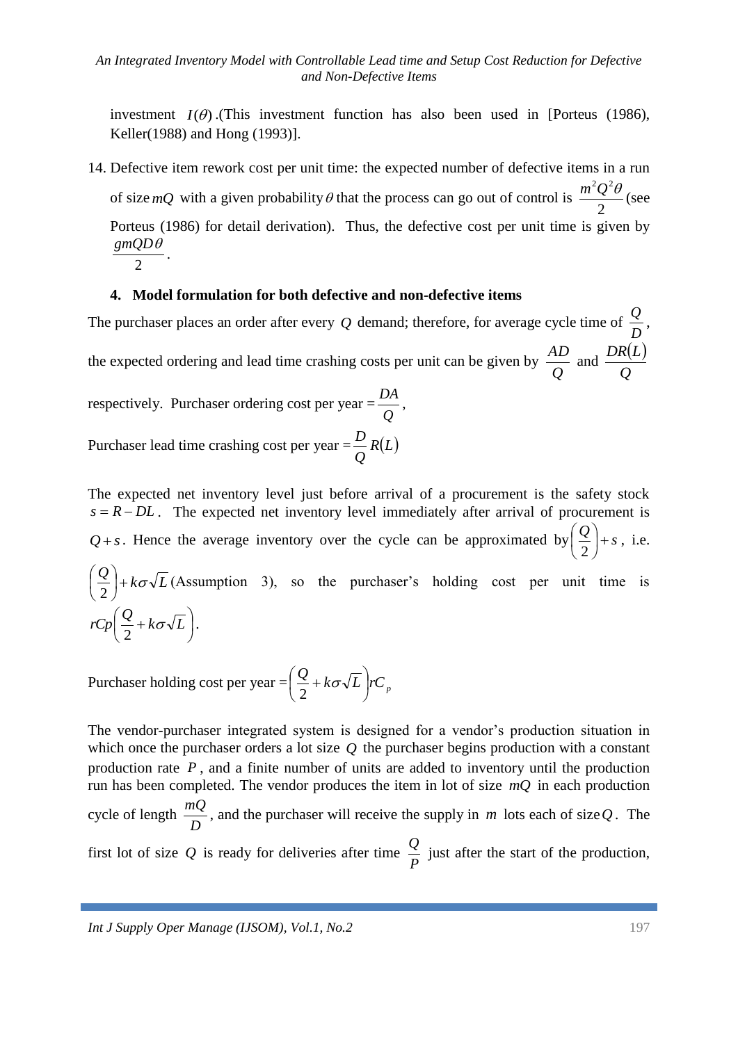investment $I(\theta)$.(This investment function has also been used in [Porteus (1986), Keller(1988) and Hong (1993)].

14. Defective item rework cost per unit time: the expected number of defective items in a run of size $mQ$ with a given probability $\theta$ that the process can go out of control is $\frac{m^2Q^2\theta}{2}$ (see Porteus (1986) for detail derivation). Thus, the defective cost per unit time is given by $\frac{gmQD\theta}{2}$.

## 4. Model formulation for both defective and non-defective items

The purchaser places an order after every $Q$ demand; therefore, for average cycle time of $\frac{Q}{D}$, the expected ordering and lead time crashing costs per unit can be given by $\frac{AD}{Q}$ and $\frac{DR(L)}{Q}$ respectively. Purchaser ordering cost per year $= \frac{DA}{Q}$,

Purchaser lead time crashing cost per year $= \frac{D}{Q}R(L)$

The expected net inventory level just before arrival of a procurement is the safety stock $s = R - DL$. The expected net inventory level immediately after arrival of procurement is $Q + s$. Hence the average inventory over the cycle can be approximated by $\left(\frac{Q}{2}\right) + s$, i.e. $\left(\frac{Q}{2}\right) + k\sigma\sqrt{L}$ (Assumption 3), so the purchaser's holding cost per unit time is $rCp\left(\frac{Q}{2} + k\sigma\sqrt{L}\right)$.

Purchaser holding cost per year $= \left(\frac{Q}{2} + k\sigma\sqrt{L}\right)rC_p$

The vendor-purchaser integrated system is designed for a vendor's production situation in which once the purchaser orders a lot size $Q$ the purchaser begins production with a constant production rate $P$, and a finite number of units are added to inventory until the production run has been completed. The vendor produces the item in lot of size $mQ$ in each production cycle of length $\frac{mQ}{D}$, and the purchaser will receive the supply in $m$ lots each of size $Q$. The first lot of size $Q$ is ready for deliveries after time $\frac{Q}{P}$ just after the start of the production,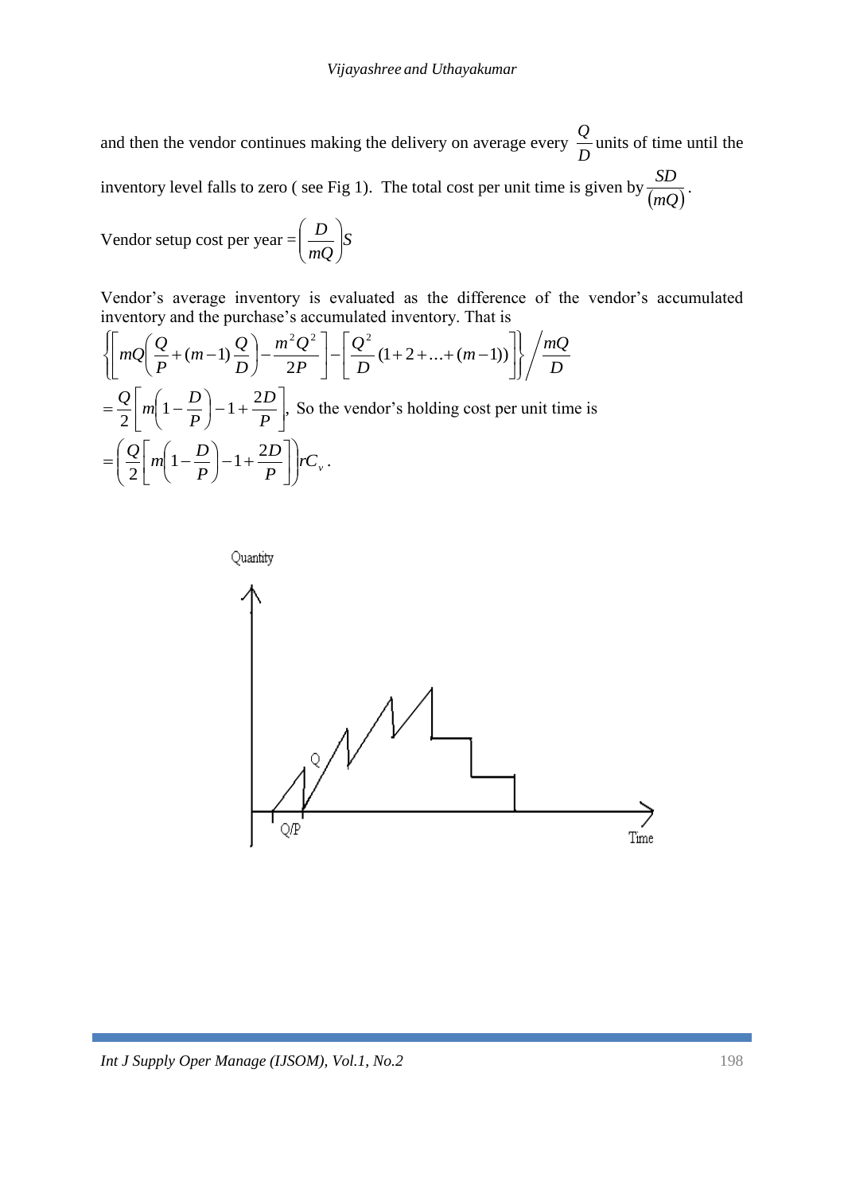and then the vendor continues making the delivery on average every $\frac{Q}{D}$ units of time until the inventory level falls to zero ( see Fig 1). The total cost per unit time is given by $\frac{SD}{(mQ)}$.

Vendor setup cost per year $= \left(\frac{D}{mQ}\right)S$

Vendor's average inventory is evaluated as the difference of the vendor's accumulated inventory and the purchase's accumulated inventory. That is

$$\left\{\left[mQ\left(\frac{Q}{P}+(m-1)\frac{Q}{D}\right)-\frac{m^2Q^2}{2P}\right]-\left[\frac{Q^2}{D}(1+2+\ldots+(m-1))\right]\right\}\bigg/\frac{mQ}{D}$$

$= \frac{Q}{2}\left[m\left(1-\frac{D}{P}\right)-1+\frac{2D}{P}\right]$, So the vendor's holding cost per unit time is

$$=\left(\frac{Q}{2}\left[m\left(1-\frac{D}{P}\right)-1+\frac{2D}{P}\right]\right)rC_v\,.$$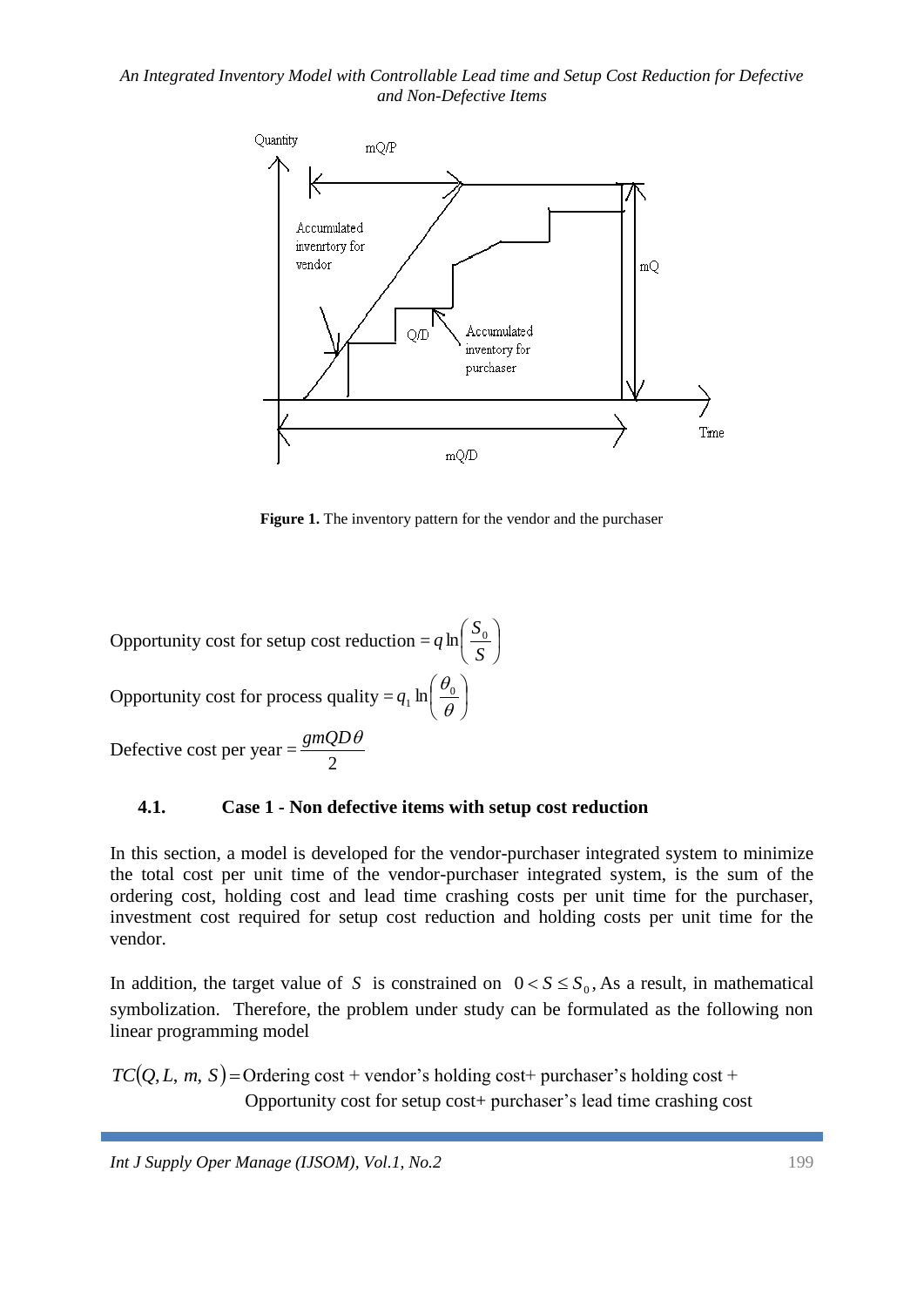**Figure 1.** The inventory pattern for the vendor and the purchaser

Opportunity cost for setup cost reduction $= q \ln\left(\frac{S_0}{S}\right)$

Opportunity cost for process quality $= q_1 \ln\left(\frac{\theta_0}{\theta}\right)$

Defective cost per year $= \frac{gmQD\theta}{2}$

### 4.1. Case 1 - Non defective items with setup cost reduction

In this section, a model is developed for the vendor-purchaser integrated system to minimize the total cost per unit time of the vendor-purchaser integrated system, is the sum of the ordering cost, holding cost and lead time crashing costs per unit time for the purchaser, investment cost required for setup cost reduction and holding costs per unit time for the vendor.

In addition, the target value of $S$ is constrained on $0 < S \le S_0$, As a result, in mathematical symbolization. Therefore, the problem under study can be formulated as the following non linear programming model

$TC(Q, L, m, S) =$ Ordering cost + vendor's holding cost+ purchaser's holding cost + Opportunity cost for setup cost+ purchaser's lead time crashing cost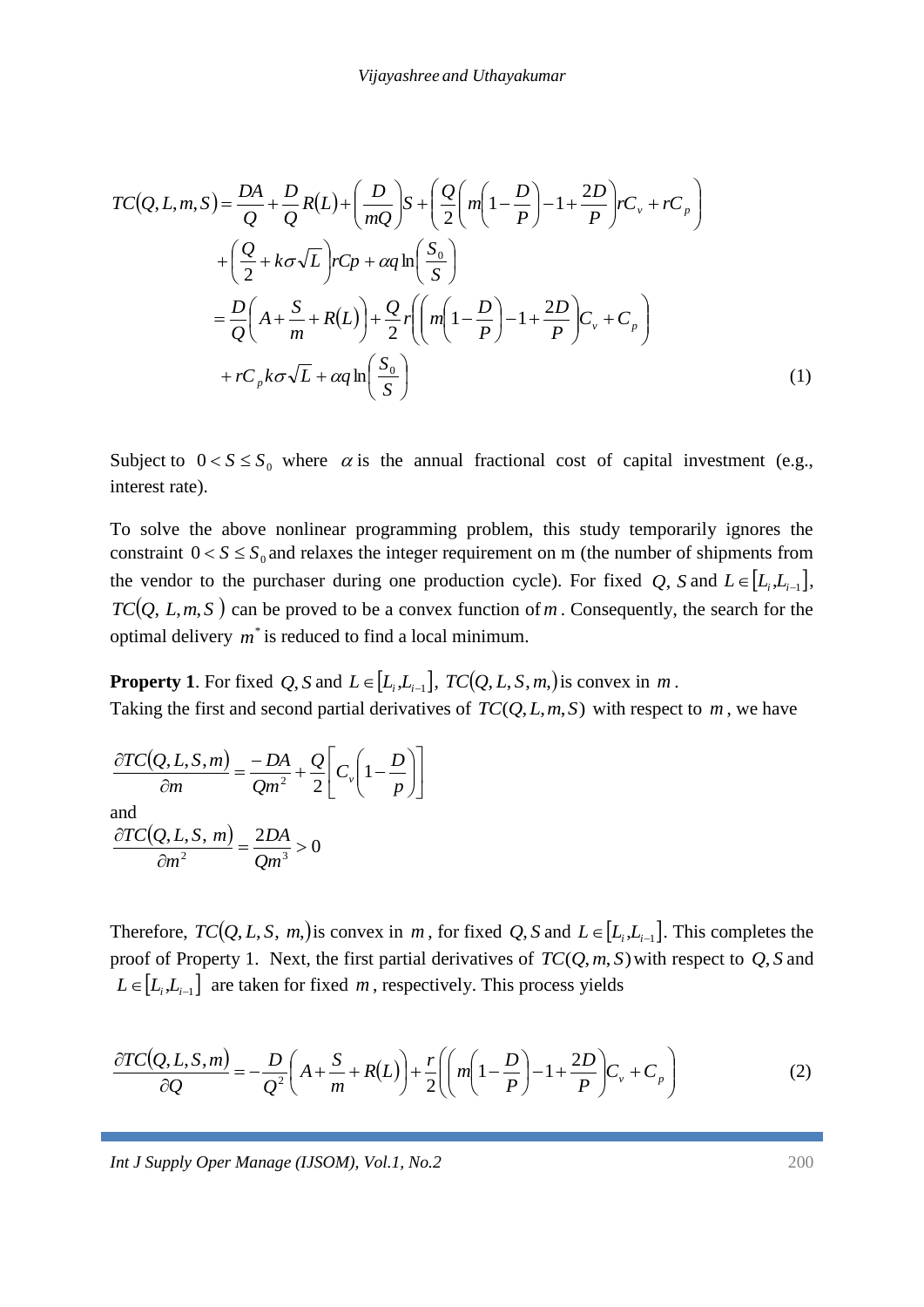$$
\begin{aligned}
TC(Q,L,m,S) &= \frac{DA}{Q} + \frac{D}{Q}R(L) + \left(\frac{D}{mQ}\right)S + \left(\frac{Q}{2}\left(m\left(1-\frac{D}{P}\right) - 1 + \frac{2D}{P}\right)rC_v + rC_p\right) \\
&\quad + \left(\frac{Q}{2} + k\sigma\sqrt{L}\right)rCp + \alpha q \ln\left(\frac{S_0}{S}\right) \\
&= \frac{D}{Q}\left(A + \frac{S}{m} + R(L)\right) + \frac{Q}{2}r\left(\left(m\left(1-\frac{D}{P}\right) - 1 + \frac{2D}{P}\right)C_v + C_p\right) \\
&\quad + rC_p k\sigma\sqrt{L} + \alpha q \ln\left(\frac{S_0}{S}\right)
\end{aligned} \tag{1}
$$

Subject to $0 < S \leq S_0$ where $\alpha$ is the annual fractional cost of capital investment (e.g., interest rate).

To solve the above nonlinear programming problem, this study temporarily ignores the constraint $0 < S \leq S_0$ and relaxes the integer requirement on m (the number of shipments from the vendor to the purchaser during one production cycle). For fixed $Q$, $S$ and $L \in [L_i, L_{i-1}]$, $TC(Q, L, m, S)$ can be proved to be a convex function of $m$. Consequently, the search for the optimal delivery $m^*$ is reduced to find a local minimum.

**Property 1**. For fixed $Q, S$ and $L \in [L_i, L_{i-1}]$, $TC(Q, L, S, m,)$ is convex in $m$.

Taking the first and second partial derivatives of $TC(Q, L, m, S)$ with respect to $m$, we have

$$
\frac{\partial TC(Q,L,S,m)}{\partial m} = \frac{-DA}{Qm^2} + \frac{Q}{2}\left[C_v\left(1 - \frac{D}{p}\right)\right]
$$

and

$$
\frac{\partial TC(Q,L,S,\, m)}{\partial m^2} = \frac{2DA}{Qm^3} > 0
$$

Therefore, $TC(Q, L, S,\, m,)$ is convex in $m$, for fixed $Q, S$ and $L \in [L_i, L_{i-1}]$. This completes the proof of Property 1. Next, the first partial derivatives of $TC(Q, m, S)$ with respect to $Q, S$ and $L \in [L_i, L_{i-1}]$ are taken for fixed $m$, respectively. This process yields

$$
\frac{\partial TC(Q,L,S,m)}{\partial Q} = -\frac{D}{Q^2}\left(A + \frac{S}{m} + R(L)\right) + \frac{r}{2}\left(\left(m\left(1-\frac{D}{P}\right) - 1 + \frac{2D}{P}\right)C_v + C_p\right) \tag{2}
$$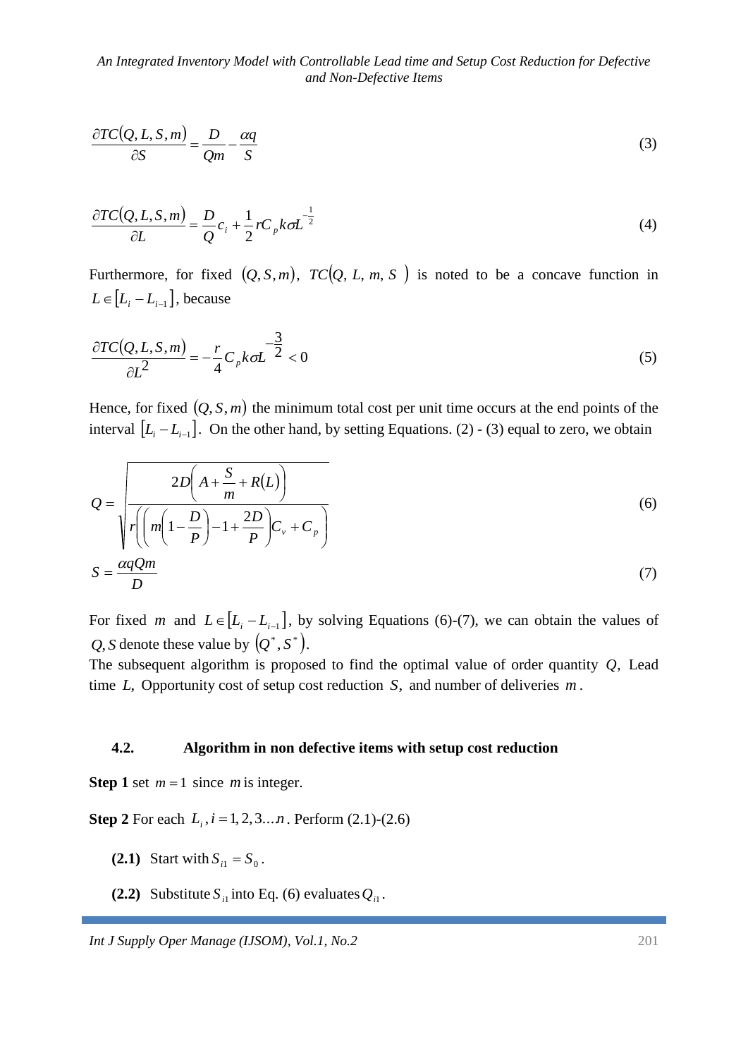$$\frac{\partial TC(Q,L,S,m)}{\partial S} = \frac{D}{Qm} - \frac{\alpha q}{S} \tag{3}$$

$$\frac{\partial TC(Q,L,S,m)}{\partial L} = \frac{D}{Q}c_i + \frac{1}{2}rC_p k\sigma L^{-\frac{1}{2}} \tag{4}$$

Furthermore, for fixed $(Q,S,m)$, $TC(Q,\ L,\ m,\ S\ )$ is noted to be a concave function in $L \in [L_i - L_{i-1}]$, because

$$\frac{\partial TC(Q,L,S,m)}{\partial L^2} = -\frac{r}{4}C_p k\sigma L^{-\frac{3}{2}} < 0 \tag{5}$$

Hence, for fixed $(Q,S,m)$ the minimum total cost per unit time occurs at the end points of the interval $[L_i - L_{i-1}]$. On the other hand, by setting Equations. (2) - (3) equal to zero, we obtain

$$Q = \sqrt{\frac{2D\left(A + \frac{S}{m} + R(L)\right)}{r\left(\left(m\left(1-\frac{D}{P}\right) - 1 + \frac{2D}{P}\right)C_v + C_p\right)}} \tag{6}$$

$$S = \frac{\alpha qQm}{D} \tag{7}$$

For fixed $m$ and $L \in [L_i - L_{i-1}]$, by solving Equations (6)-(7), we can obtain the values of $Q, S$ denote these value by $(Q^*, S^*)$.

The subsequent algorithm is proposed to find the optimal value of order quantity $Q$, Lead time $L$, Opportunity cost of setup cost reduction $S$, and number of deliveries $m$.

### 4.2. Algorithm in non defective items with setup cost reduction

**Step 1** set $m = 1$ since $m$ is integer.

**Step 2** For each $L_i, i = 1, 2, 3 \ldots n$. Perform (2.1)-(2.6)

**(2.1)** Start with $S_{i1} = S_0$.

**(2.2)** Substitute $S_{i1}$ into Eq. (6) evaluates $Q_{i1}$.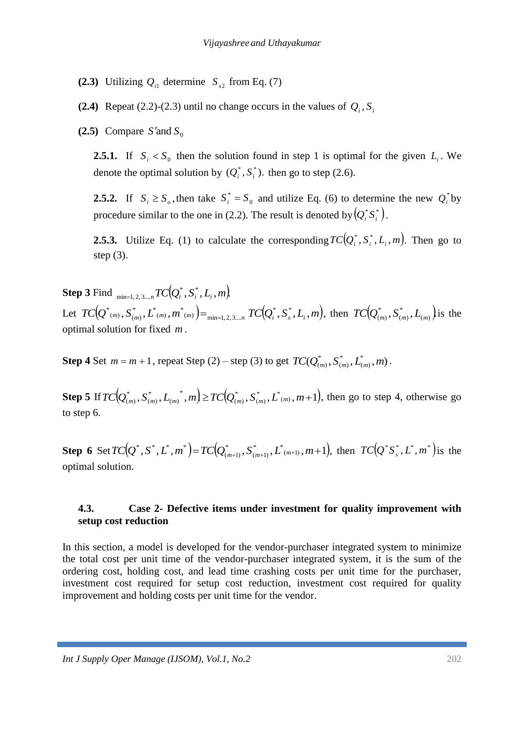**(2.3)** Utilizing $Q_{i1}$ determine $S_{s2}$ from Eq. (7)

**(2.4)** Repeat (2.2)-(2.3) until no change occurs in the values of $Q_i, S_i$

**(2.5)** Compare $S'$and $S_0$

**2.5.1.** If $S_i < S_0$ then the solution found in step 1 is optimal for the given $L_i$. We denote the optimal solution by $(Q_i^*, S_i^*)$. then go to step (2.6).

**2.5.2.** If $S_i \geq S_o$, then take $S_i^* = S_0$ and utilize Eq. (6) to determine the new $Q_i^*$ by procedure similar to the one in (2.2). The result is denoted by $\left(Q_i^* S_i^*\right)$.

**2.5.3.** Utilize Eq. (1) to calculate the corresponding $TC\left(Q_i^*, S_i^*, L_i, m\right)$. Then go to step (3).

**Step 3** Find $_{\min=1,2,3....n} TC\left(Q_i^*, S_i^*, L_i, m\right)$.
Let $TC\left(Q^*{}_{(m)}, S_{(m)}^*, L^*{}_{(m)}, m^*{}_{(m)}\right) = _{\min=1,2,3....n} TC\left(Q_i^*, S_s^*, L_i, m\right)$, then $TC\left(Q_{(m)}^*, S_{(m)}^*, L_{(m)}\right)$ is the optimal solution for fixed $m$.

**Step 4** Set $m = m+1$, repeat Step (2) – step (3) to get $TC(Q_{(m)}^*, S_{(m)}^*, L_{(m)}^*, m)$.

**Step 5** If $TC\left(Q_{(m)}^*, S_{(m)}^*, L_{(m)}{}^*, m\right) \geq TC\left(Q_{(m)}^*, S_{(m)}^*, L^*{}_{(m)}, m+1\right)$, then go to step 4, otherwise go to step 6.

**Step 6** Set $TC\left(Q^*, S^*, L^*, m^*\right) = TC\left(Q_{(m+1)}^*, S_{(m+1)}^*, L^*{}_{(m+1)}, m+1\right)$, then $TC\left(Q^* S_s^*, L^*, m^*\right)$ is the optimal solution.

### 4.3. Case 2- Defective items under investment for quality improvement with setup cost reduction

In this section, a model is developed for the vendor-purchaser integrated system to minimize the total cost per unit time of the vendor-purchaser integrated system, it is the sum of the ordering cost, holding cost, and lead time crashing costs per unit time for the purchaser, investment cost required for setup cost reduction, investment cost required for quality improvement and holding costs per unit time for the vendor.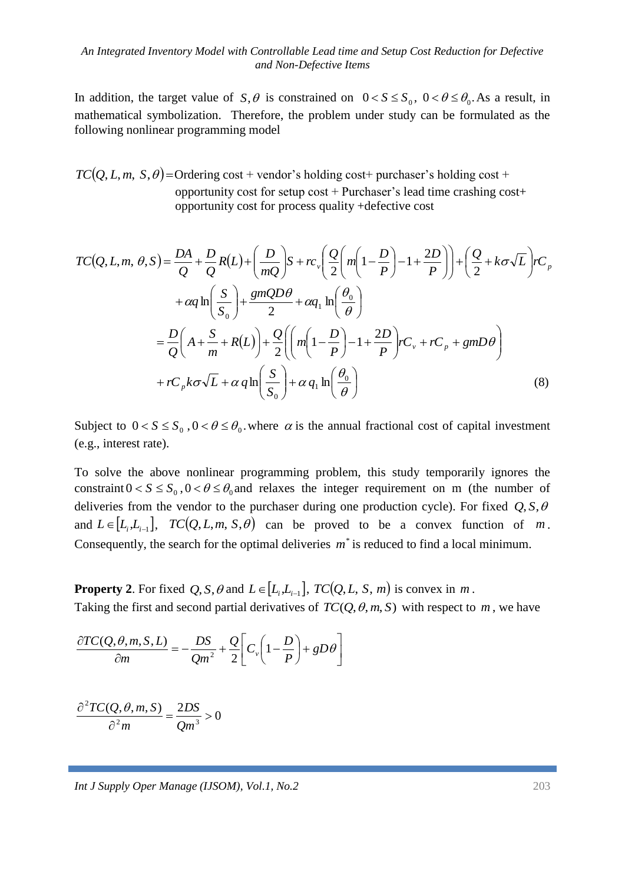In addition, the target value of $S, \theta$ is constrained on $0 < S \le S_0$, $0 < \theta \le \theta_0$. As a result, in mathematical symbolization. Therefore, the problem under study can be formulated as the following nonlinear programming model

$TC(Q, L, m, S, \theta)$ = Ordering cost + vendor's holding cost+ purchaser's holding cost + opportunity cost for setup cost + Purchaser's lead time crashing cost+ opportunity cost for process quality +defective cost

$$
\begin{aligned}
TC(Q, L, m, \theta, S) &= \frac{DA}{Q} + \frac{D}{Q}R(L) + \left(\frac{D}{mQ}\right)S + rc_v\left(\frac{Q}{2}\left(m\left(1-\frac{D}{P}\right)-1+\frac{2D}{P}\right)\right) + \left(\frac{Q}{2}+k\sigma\sqrt{L}\right)rC_p \\
&\quad + \alpha q \ln\left(\frac{S}{S_0}\right) + \frac{gmQD\theta}{2} + \alpha q_1 \ln\left(\frac{\theta_0}{\theta}\right) \\
&= \frac{D}{Q}\left(A + \frac{S}{m} + R(L)\right) + \frac{Q}{2}\left(\left(m\left(1-\frac{D}{P}\right)-1+\frac{2D}{P}\right)rC_v + rC_p + gmD\theta\right) \\
&\quad + rC_p k\sigma\sqrt{L} + \alpha\, q \ln\left(\frac{S}{S_0}\right) + \alpha\, q_1 \ln\left(\frac{\theta_0}{\theta}\right) \qquad (8)
\end{aligned}
$$

Subject to $0 < S \le S_0$, $0 < \theta \le \theta_0$. where $\alpha$ is the annual fractional cost of capital investment (e.g., interest rate).

To solve the above nonlinear programming problem, this study temporarily ignores the constraint $0 < S \le S_0$, $0 < \theta \le \theta_0$ and relaxes the integer requirement on m (the number of deliveries from the vendor to the purchaser during one production cycle). For fixed $Q, S, \theta$ and $L \in [L_i, L_{i-1}]$, $TC(Q, L, m, S, \theta)$ can be proved to be a convex function of $m$. Consequently, the search for the optimal deliveries $m^*$ is reduced to find a local minimum.

**Property 2**. For fixed $Q, S, \theta$ and $L \in [L_i, L_{i-1}]$, $TC(Q, L, S, m)$ is convex in $m$.
Taking the first and second partial derivatives of $TC(Q, \theta, m, S)$ with respect to $m$, we have

$$
\frac{\partial TC(Q, \theta, m, S, L)}{\partial m} = -\frac{DS}{Qm^2} + \frac{Q}{2}\left[C_v\left(1-\frac{D}{P}\right) + gD\theta\right]
$$

$$
\frac{\partial^2 TC(Q, \theta, m, S)}{\partial^2 m} = \frac{2DS}{Qm^3} > 0
$$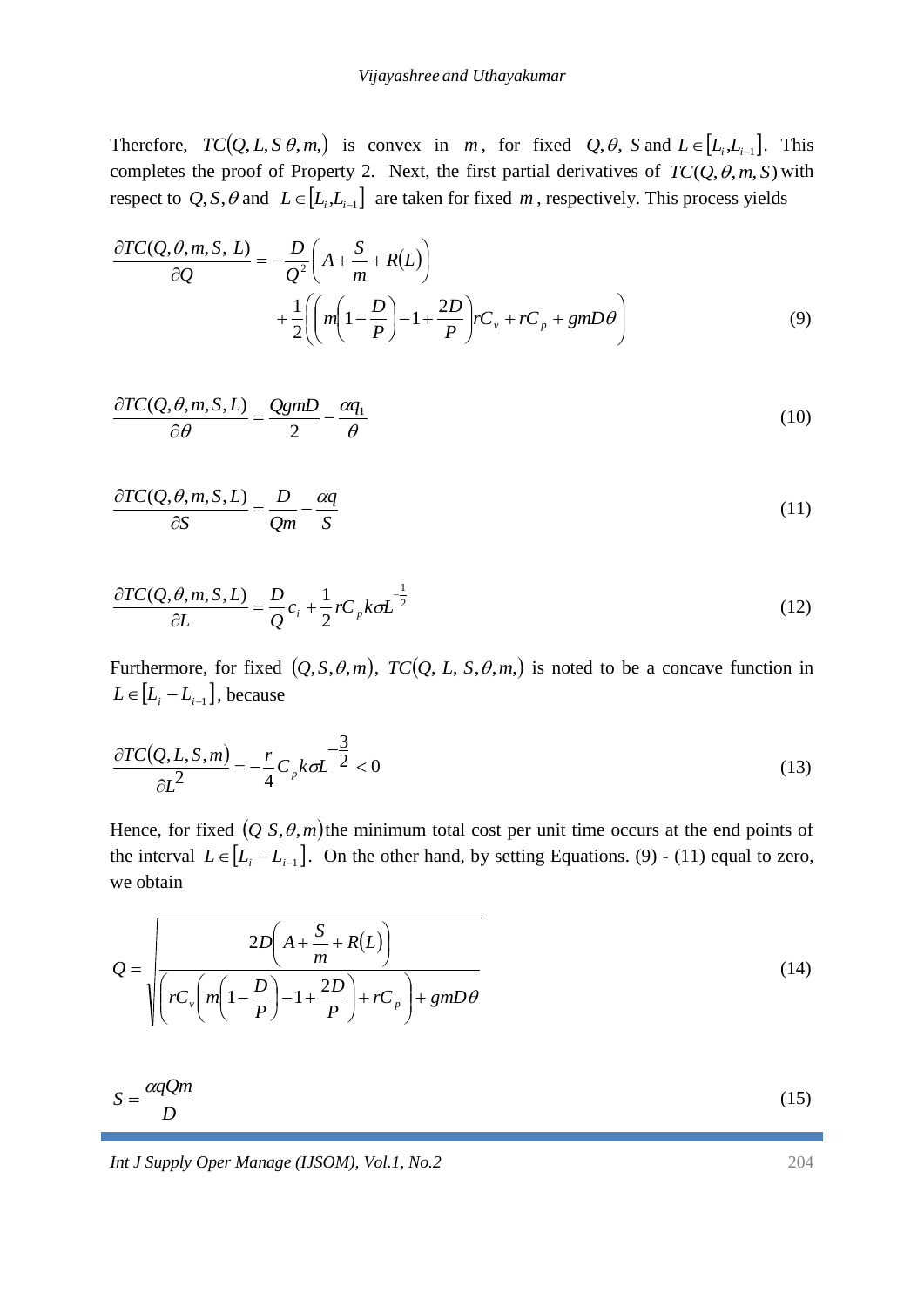Therefore, $TC(Q, L, S\,\theta, m,)$ is convex in $m$, for fixed $Q, \theta, S$ and $L \in [L_i, L_{i-1}]$. This completes the proof of Property 2. Next, the first partial derivatives of $TC(Q, \theta, m, S)$ with respect to $Q, S, \theta$ and $L \in [L_i, L_{i-1}]$ are taken for fixed $m$, respectively. This process yields

$$\frac{\partial TC(Q, \theta, m, S,\ L)}{\partial Q} = -\frac{D}{Q^2}\left(A + \frac{S}{m} + R(L)\right) + \frac{1}{2}\left(\left(m\left(1 - \frac{D}{P}\right) - 1 + \frac{2D}{P}\right) rC_v + rC_p + gmD\theta\right) \tag{9}$$

$$\frac{\partial TC(Q, \theta, m, S, L)}{\partial \theta} = \frac{QgmD}{2} - \frac{\alpha q_1}{\theta} \tag{10}$$

$$\frac{\partial TC(Q, \theta, m, S, L)}{\partial S} = \frac{D}{Qm} - \frac{\alpha q}{S} \tag{11}$$

$$\frac{\partial TC(Q, \theta, m, S, L)}{\partial L} = \frac{D}{Q} c_i + \frac{1}{2} rC_p k\sigma L^{-\frac{1}{2}} \tag{12}$$

Furthermore, for fixed $(Q, S, \theta, m)$, $TC(Q,\ L,\ S, \theta, m,)$ is noted to be a concave function in $L \in [L_i - L_{i-1}]$, because

$$\frac{\partial TC(Q, L, S, m)}{\partial L^2} = -\frac{r}{4} C_p k\sigma L^{-\frac{3}{2}} < 0 \tag{13}$$

Hence, for fixed $(Q\ S, \theta, m)$ the minimum total cost per unit time occurs at the end points of the interval $L \in [L_i - L_{i-1}]$. On the other hand, by setting Equations. (9) - (11) equal to zero, we obtain

$$Q = \sqrt{\frac{2D\left(A + \frac{S}{m} + R(L)\right)}{\left(rC_v\left(m\left(1 - \frac{D}{P}\right) - 1 + \frac{2D}{P}\right) + rC_p\right) + gmD\theta}} \tag{14}$$

$$S = \frac{\alpha q Q m}{D} \tag{15}$$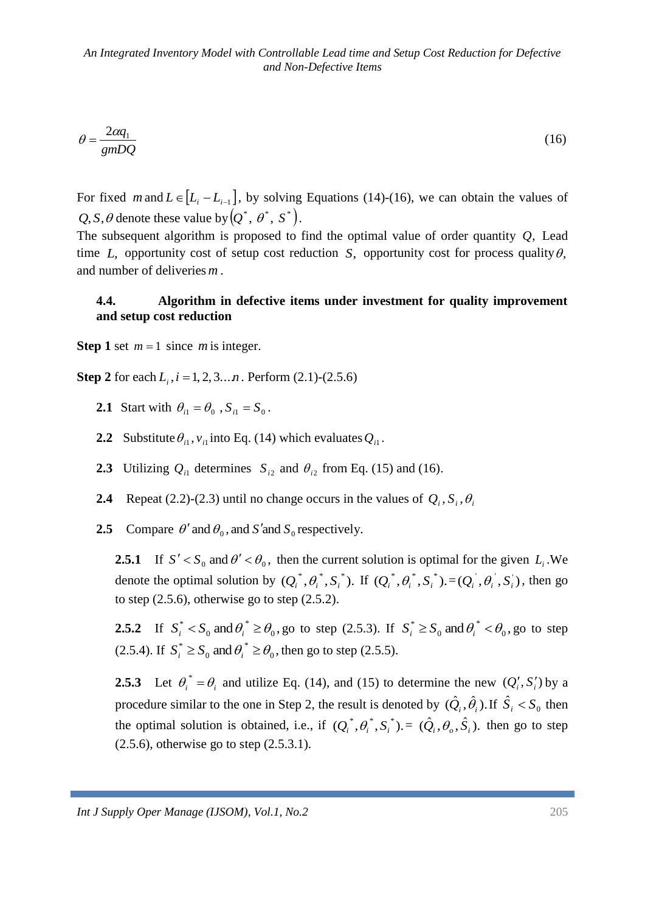$$\theta = \frac{2\alpha q_1}{gmDQ} \tag{16}$$

For fixed $m$ and $L \in [L_i - L_{i-1}]$, by solving Equations (14)-(16), we can obtain the values of $Q, S, \theta$ denote these value by $(Q^*,\ \theta^*,\ S^*)$.

The subsequent algorithm is proposed to find the optimal value of order quantity $Q$, Lead time $L$, opportunity cost of setup cost reduction $S$, opportunity cost for process quality $\theta$, and number of deliveries $m$.

### 4.4. Algorithm in defective items under investment for quality improvement and setup cost reduction

**Step 1** set $m = 1$ since $m$ is integer.

**Step 2** for each $L_i, i = 1, 2, 3 \ldots n$. Perform (2.1)-(2.5.6)

**2.1** Start with $\theta_{i1} = \theta_0$ , $S_{i1} = S_0$ .

**2.2** Substitute $\theta_{i1}, v_{i1}$ into Eq. (14) which evaluates $Q_{i1}$.

**2.3** Utilizing $Q_{i1}$ determines $S_{i2}$ and $\theta_{i2}$ from Eq. (15) and (16).

**2.4** Repeat (2.2)-(2.3) until no change occurs in the values of $Q_i, S_i, \theta_i$

**2.5** Compare $\theta'$ and $\theta_0$, and $S'$ and $S_0$ respectively.

**2.5.1** If $S' < S_0$ and $\theta' < \theta_0$, then the current solution is optimal for the given $L_i$. We denote the optimal solution by $(Q_i^*, \theta_i^*, S_i^*)$. If $(Q_i^*, \theta_i^*, S_i^*) .= (Q_i^{'}, \theta_i^{'}, S_i^{'})$, then go to step (2.5.6), otherwise go to step (2.5.2).

**2.5.2** If $S_i^* < S_0$ and $\theta_i^* \geq \theta_0$, go to step (2.5.3). If $S_i^* \geq S_0$ and $\theta_i^* < \theta_0$, go to step (2.5.4). If $S_i^* \geq S_0$ and $\theta_i^* \geq \theta_0$, then go to step (2.5.5).

**2.5.3** Let $\theta_i^* = \theta_i$ and utilize Eq. (14), and (15) to determine the new $(Q_i', S_i')$ by a procedure similar to the one in Step 2, the result is denoted by $(\hat{Q}_i, \hat{\theta}_i)$. If $\hat{S}_i < S_0$ then the optimal solution is obtained, i.e., if $(Q_i^*, \theta_i^*, S_i^*) .= (\hat{Q}_i, \theta_o, \hat{S}_i)$. then go to step (2.5.6), otherwise go to step (2.5.3.1).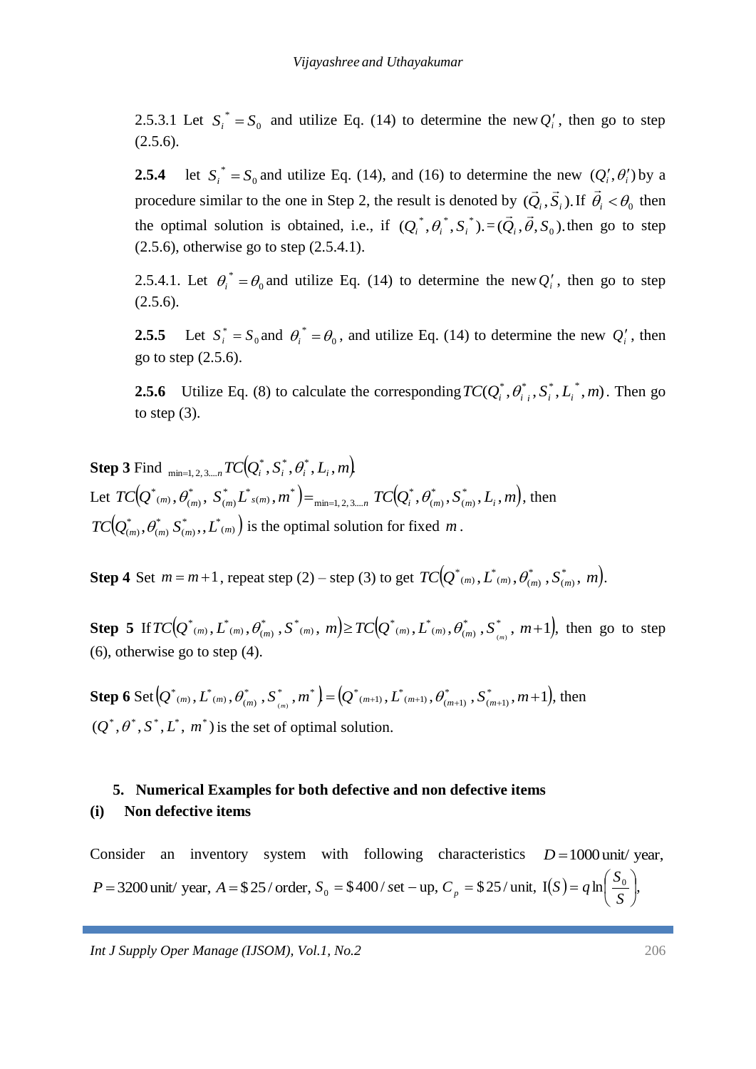2.5.3.1 Let $S_i^* = S_0$ and utilize Eq. (14) to determine the new $Q_i'$, then go to step (2.5.6).

**2.5.4** let $S_i^* = S_0$ and utilize Eq. (14), and (16) to determine the new $(Q_i', \theta_i')$ by a procedure similar to the one in Step 2, the result is denoted by $(\vec{Q}_i, \vec{S}_i)$. If $\vec{\theta}_i < \theta_0$ then the optimal solution is obtained, i.e., if $(Q_i^*, \theta_i^*, S_i^*) . = (\vec{Q}_i, \vec{\theta}, S_0)$. then go to step (2.5.6), otherwise go to step (2.5.4.1).

2.5.4.1. Let $\theta_i^* = \theta_0$ and utilize Eq. (14) to determine the new $Q_i'$, then go to step (2.5.6).

**2.5.5** Let $S_i^* = S_0$ and $\theta_i^* = \theta_0$, and utilize Eq. (14) to determine the new $Q_i'$, then go to step (2.5.6).

**2.5.6** Utilize Eq. (8) to calculate the corresponding $TC(Q_i^*, \theta_{i\ i}^*, S_i^*, L_i^*, m)$. Then go to step (3).

**Step 3** Find $\min_{=1,2,3....n} TC(Q_i^*, S_i^*, \theta_i^*, L_i, m)$

Let $TC(Q^*_{(m)}, \theta^*_{(m)}, S^*_{(m)} L^*_{s(m)}, m^*) = \min_{=1,2,3....n} TC(Q_i^*, \theta^*_{(m)}, S^*_{(m)}, L_i, m)$, then $TC(Q^*_{(m)}, \theta^*_{(m)} S^*_{(m)},, L^*_{(m)})$ is the optimal solution for fixed $m$.

**Step 4** Set $m = m+1$, repeat step (2) – step (3) to get $TC(Q^*_{(m)}, L^*_{(m)}, \theta^*_{(m)}, S^*_{(m)}, m)$.

**Step 5** If $TC(Q^*_{(m)}, L^*_{(m)}, \theta^*_{(m)}, S^*_{(m)}, m) \geq TC(Q^*_{(m)}, L^*_{(m)}, \theta^*_{(m)}, S^*_{(m)}, m+1)$, then go to step (6), otherwise go to step (4).

**Step 6** Set $(Q^*_{(m)}, L^*_{(m)}, \theta^*_{(m)}, S^*_{(m)}, m^*) = (Q^*_{(m+1)}, L^*_{(m+1)}, \theta^*_{(m+1)}, S^*_{(m+1)}, m+1)$, then $(Q^*, \theta^*, S^*, L^*, m^*)$ is the set of optimal solution.

## 5. Numerical Examples for both defective and non defective items

### (i) Non defective items

Consider an inventory system with following characteristics $D = 1000$ unit/ year, $P = 3200$ unit/ year, $A = \$25$ / order, $S_0 = \$400$ / set – up, $C_p = \$25$ / unit, $I(S) = q \ln\left(\frac{S_0}{S}\right)$,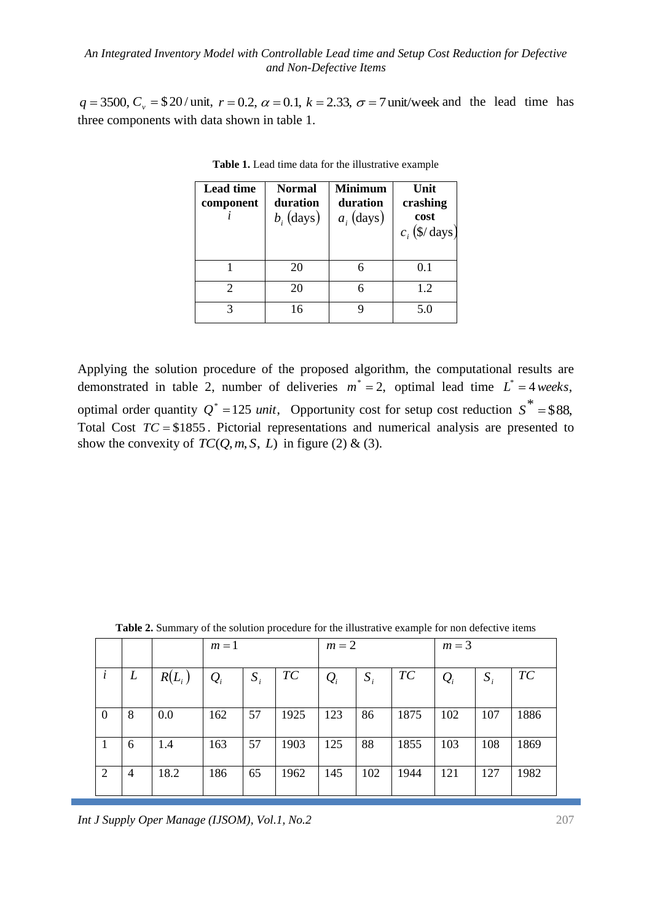$q = 3500, C_v = \$20/\text{unit}, \; r = 0.2, \; \alpha = 0.1, \; k = 2.33, \; \sigma = 7$ unit/week and the lead time has three components with data shown in table 1.

**Table 1.** Lead time data for the illustrative example

| **Lead time component** $i$ | **Normal duration** $b_i$ (days) | **Minimum duration** $a_i$ (days) | **Unit crashing cost** $c_i$ ($/days) |
|---|---|---|---|
| 1 | 20 | 6 | 0.1 |
| 2 | 20 | 6 | 1.2 |
| 3 | 16 | 9 | 5.0 |

Applying the solution procedure of the proposed algorithm, the computational results are demonstrated in table 2, number of deliveries $m^* = 2$, optimal lead time $L^* = 4\,weeks$, optimal order quantity $Q^* = 125\;unit$, Opportunity cost for setup cost reduction $S^* = \$88$, Total Cost $TC = \$1855$. Pictorial representations and numerical analysis are presented to show the convexity of $TC(Q, m, S,\; L)$ in figure (2) & (3).

**Table 2.** Summary of the solution procedure for the illustrative example for non defective items

| | | | $m=1$ | | | $m=2$ | | | $m=3$ | | |
|---|---|---|---|---|---|---|---|---|---|---|---|
| $i$ | $L$ | $R(L_i)$ | $Q_i$ | $S_i$ | $TC$ | $Q_i$ | $S_i$ | $TC$ | $Q_i$ | $S_i$ | $TC$ |
| 0 | 8 | 0.0 | 162 | 57 | 1925 | 123 | 86 | 1875 | 102 | 107 | 1886 |
| 1 | 6 | 1.4 | 163 | 57 | 1903 | 125 | 88 | 1855 | 103 | 108 | 1869 |
| 2 | 4 | 18.2 | 186 | 65 | 1962 | 145 | 102 | 1944 | 121 | 127 | 1982 |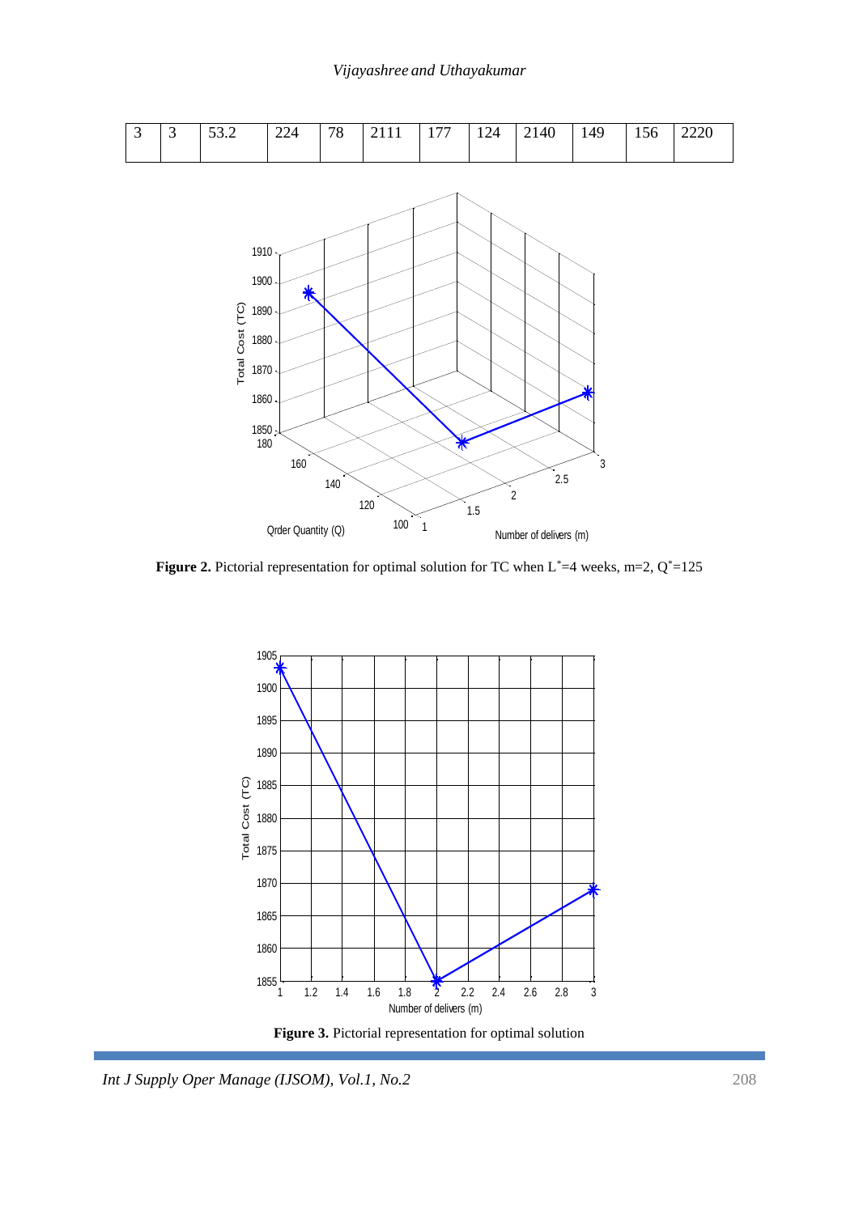| 3 | 3 | 53.2 | 224 | 78 | 2111 | 177 | 124 | 2140 | 149 | 156 | 2220 |
|---|---|---|---|---|---|---|---|---|---|---|---|

**Figure 2.** Pictorial representation for optimal solution for TC when $L^{*}=4$ weeks, m=2, $Q^{*}=125$

**Figure 3.** Pictorial representation for optimal solution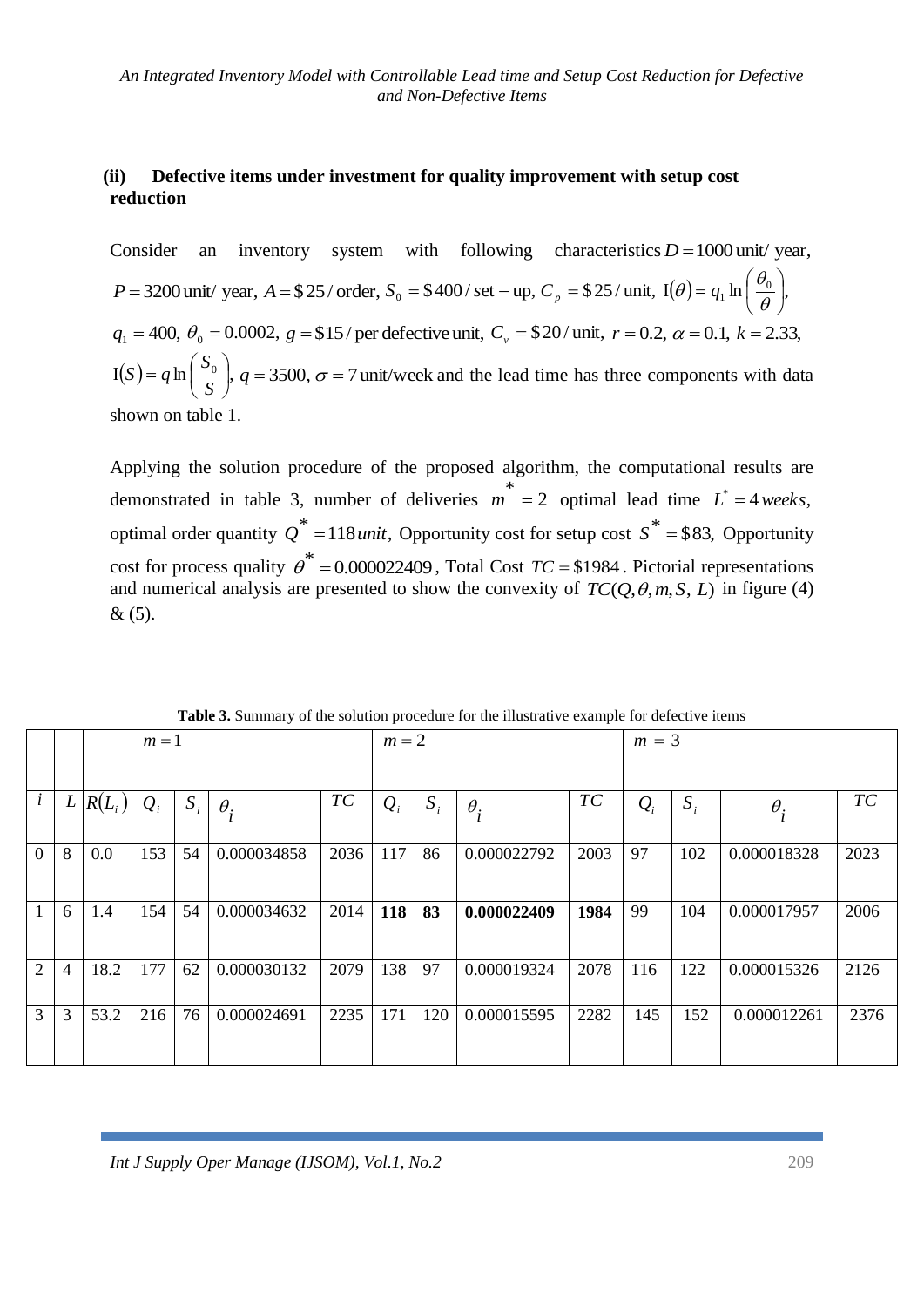**(ii) Defective items under investment for quality improvement with setup cost reduction**

Consider an inventory system with following characteristics $D = 1000$ unit/ year, $P = 3200$ unit/ year, $A = \$25$ / order, $S_0 = \$400$ / set – up, $C_p = \$25$ / unit, $I(\theta) = q_1 \ln\left(\frac{\theta_0}{\theta}\right)$, $q_1 = 400$, $\theta_0 = 0.0002$, $g = \$15$ / per defective unit, $C_v = \$20$ / unit, $r = 0.2$, $\alpha = 0.1$, $k = 2.33$, $I(S) = q \ln\left(\frac{S_0}{S}\right)$, $q = 3500$, $\sigma = 7$ unit/week and the lead time has three components with data shown on table 1.

Applying the solution procedure of the proposed algorithm, the computational results are demonstrated in table 3, number of deliveries $m^* = 2$ optimal lead time $L^* = 4\,weeks$, optimal order quantity $Q^* = 118\,unit$, Opportunity cost for setup cost $S^* = \$83$, Opportunity cost for process quality $\theta^* = 0.000022409$, Total Cost $TC = \$1984$. Pictorial representations and numerical analysis are presented to show the convexity of $TC(Q, \theta, m, S, L)$ in figure (4) & (5).

**Table 3.** Summary of the solution procedure for the illustrative example for defective items

| | | | $m = 1$ | | | | $m = 2$ | | | | $m = 3$ | | | |
|---|---|---|---|---|---|---|---|---|---|---|---|---|---|---|
| $i$ | $L$ | $R(L_i)$ | $Q_i$ | $S_i$ | $\theta_i$ | $TC$ | $Q_i$ | $S_i$ | $\theta_i$ | $TC$ | $Q_i$ | $S_i$ | $\theta_i$ | $TC$ |
| 0 | 8 | 0.0 | 153 | 54 | 0.000034858 | 2036 | 117 | 86 | 0.000022792 | 2003 | 97 | 102 | 0.000018328 | 2023 |
| 1 | 6 | 1.4 | 154 | 54 | 0.000034632 | 2014 | **118** | **83** | **0.000022409** | **1984** | 99 | 104 | 0.000017957 | 2006 |
| 2 | 4 | 18.2 | 177 | 62 | 0.000030132 | 2079 | 138 | 97 | 0.000019324 | 2078 | 116 | 122 | 0.000015326 | 2126 |
| 3 | 3 | 53.2 | 216 | 76 | 0.000024691 | 2235 | 171 | 120 | 0.000015595 | 2282 | 145 | 152 | 0.000012261 | 2376 |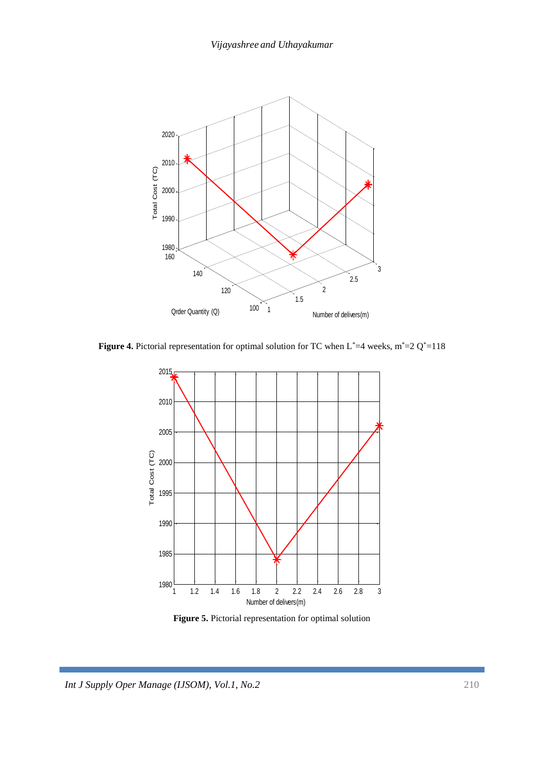**Figure 4.** Pictorial representation for optimal solution for TC when $L^*$=4 weeks, $m^*$=2 $Q^*$=118

**Figure 5.** Pictorial representation for optimal solution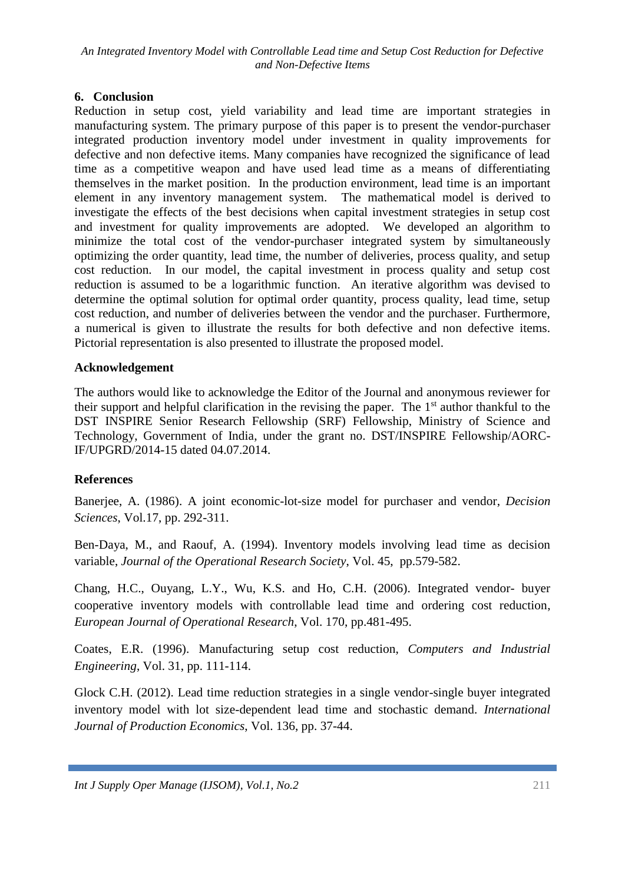## 6. Conclusion

Reduction in setup cost, yield variability and lead time are important strategies in manufacturing system. The primary purpose of this paper is to present the vendor-purchaser integrated production inventory model under investment in quality improvements for defective and non defective items. Many companies have recognized the significance of lead time as a competitive weapon and have used lead time as a means of differentiating themselves in the market position. In the production environment, lead time is an important element in any inventory management system. The mathematical model is derived to investigate the effects of the best decisions when capital investment strategies in setup cost and investment for quality improvements are adopted. We developed an algorithm to minimize the total cost of the vendor-purchaser integrated system by simultaneously optimizing the order quantity, lead time, the number of deliveries, process quality, and setup cost reduction. In our model, the capital investment in process quality and setup cost reduction is assumed to be a logarithmic function. An iterative algorithm was devised to determine the optimal solution for optimal order quantity, process quality, lead time, setup cost reduction, and number of deliveries between the vendor and the purchaser. Furthermore, a numerical is given to illustrate the results for both defective and non defective items. Pictorial representation is also presented to illustrate the proposed model.

### Acknowledgement

The authors would like to acknowledge the Editor of the Journal and anonymous reviewer for their support and helpful clarification in the revising the paper. The 1st author thankful to the DST INSPIRE Senior Research Fellowship (SRF) Fellowship, Ministry of Science and Technology, Government of India, under the grant no. DST/INSPIRE Fellowship/AORC-IF/UPGRD/2014-15 dated 04.07.2014.

### References

Banerjee, A. (1986). A joint economic-lot-size model for purchaser and vendor, *Decision Sciences*, Vol.17, pp. 292-311.

Ben-Daya, M., and Raouf, A. (1994). Inventory models involving lead time as decision variable, *Journal of the Operational Research Society*, Vol. 45, pp.579-582.

Chang, H.C., Ouyang, L.Y., Wu, K.S. and Ho, C.H. (2006). Integrated vendor- buyer cooperative inventory models with controllable lead time and ordering cost reduction, *European Journal of Operational Research*, Vol. 170, pp.481-495.

Coates, E.R. (1996). Manufacturing setup cost reduction, *Computers and Industrial Engineering*, Vol. 31, pp. 111-114.

Glock C.H. (2012). Lead time reduction strategies in a single vendor-single buyer integrated inventory model with lot size-dependent lead time and stochastic demand. *International Journal of Production Economics*, Vol. 136, pp. 37-44.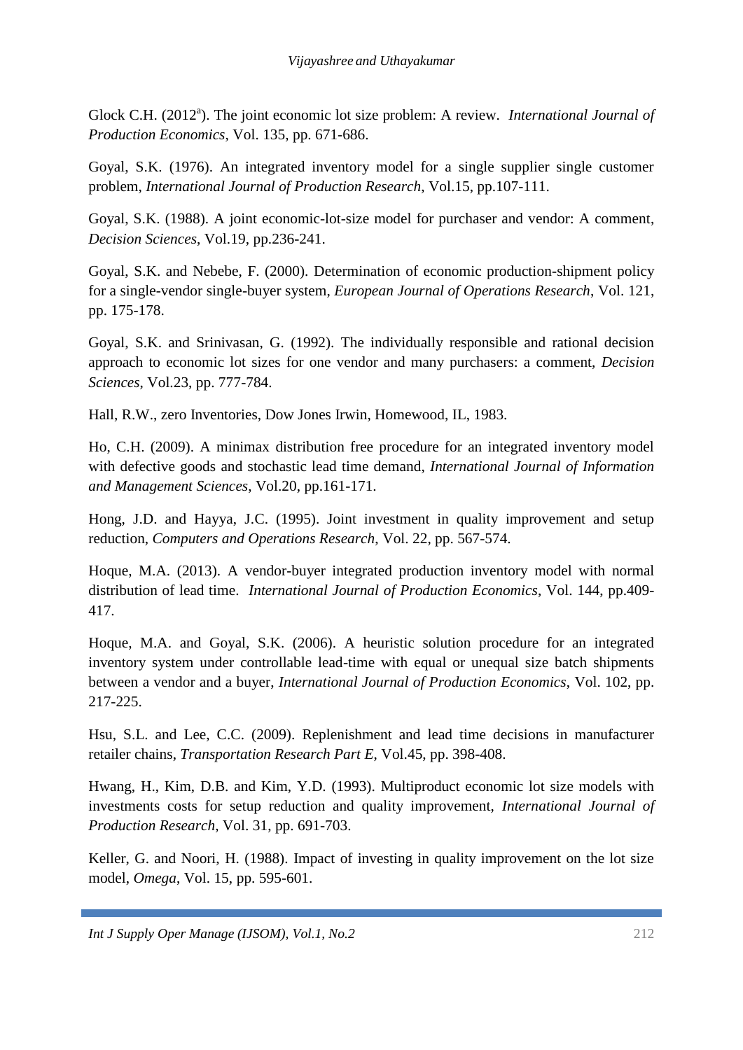Glock C.H. (2012[a]). The joint economic lot size problem: A review. *International Journal of Production Economics*, Vol. 135, pp. 671-686.

Goyal, S.K. (1976). An integrated inventory model for a single supplier single customer problem, *International Journal of Production Research*, Vol.15, pp.107-111.

Goyal, S.K. (1988). A joint economic-lot-size model for purchaser and vendor: A comment, *Decision Sciences*, Vol.19, pp.236-241.

Goyal, S.K. and Nebebe, F. (2000). Determination of economic production-shipment policy for a single-vendor single-buyer system, *European Journal of Operations Research*, Vol. 121, pp. 175-178.

Goyal, S.K. and Srinivasan, G. (1992). The individually responsible and rational decision approach to economic lot sizes for one vendor and many purchasers: a comment, *Decision Sciences*, Vol.23, pp. 777-784.

Hall, R.W., zero Inventories, Dow Jones Irwin, Homewood, IL, 1983.

Ho, C.H. (2009). A minimax distribution free procedure for an integrated inventory model with defective goods and stochastic lead time demand, *International Journal of Information and Management Sciences*, Vol.20, pp.161-171.

Hong, J.D. and Hayya, J.C. (1995). Joint investment in quality improvement and setup reduction, *Computers and Operations Research*, Vol. 22, pp. 567-574.

Hoque, M.A. (2013). A vendor-buyer integrated production inventory model with normal distribution of lead time. *International Journal of Production Economics*, Vol. 144, pp.409-417.

Hoque, M.A. and Goyal, S.K. (2006). A heuristic solution procedure for an integrated inventory system under controllable lead-time with equal or unequal size batch shipments between a vendor and a buyer, *International Journal of Production Economics*, Vol. 102, pp. 217-225.

Hsu, S.L. and Lee, C.C. (2009). Replenishment and lead time decisions in manufacturer retailer chains, *Transportation Research Part E*, Vol.45, pp. 398-408.

Hwang, H., Kim, D.B. and Kim, Y.D. (1993). Multiproduct economic lot size models with investments costs for setup reduction and quality improvement, *International Journal of Production Research*, Vol. 31, pp. 691-703.

Keller, G. and Noori, H. (1988). Impact of investing in quality improvement on the lot size model, *Omega*, Vol. 15, pp. 595-601.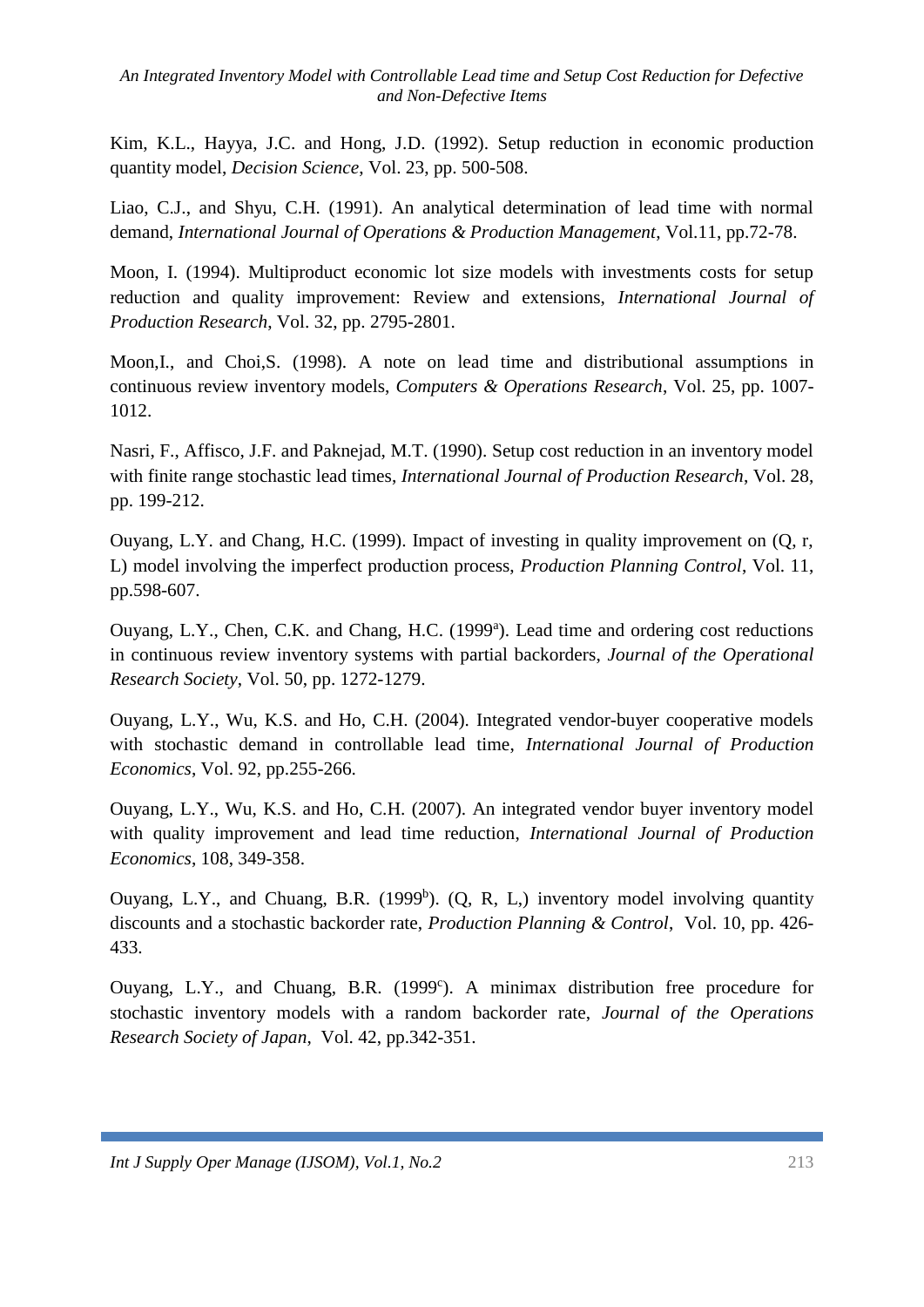Kim, K.L., Hayya, J.C. and Hong, J.D. (1992). Setup reduction in economic production quantity model, *Decision Science*, Vol. 23, pp. 500-508.

Liao, C.J., and Shyu, C.H. (1991). An analytical determination of lead time with normal demand, *International Journal of Operations & Production Management*, Vol.11, pp.72-78.

Moon, I. (1994). Multiproduct economic lot size models with investments costs for setup reduction and quality improvement: Review and extensions, *International Journal of Production Research*, Vol. 32, pp. 2795-2801.

Moon,I., and Choi,S. (1998). A note on lead time and distributional assumptions in continuous review inventory models, *Computers & Operations Research*, Vol. 25, pp. 1007-1012.

Nasri, F., Affisco, J.F. and Paknejad, M.T. (1990). Setup cost reduction in an inventory model with finite range stochastic lead times, *International Journal of Production Research*, Vol. 28, pp. 199-212.

Ouyang, L.Y. and Chang, H.C. (1999). Impact of investing in quality improvement on (Q, r, L) model involving the imperfect production process, *Production Planning Control*, Vol. 11, pp.598-607.

Ouyang, L.Y., Chen, C.K. and Chang, H.C. (1999[a]). Lead time and ordering cost reductions in continuous review inventory systems with partial backorders, *Journal of the Operational Research Society*, Vol. 50, pp. 1272-1279.

Ouyang, L.Y., Wu, K.S. and Ho, C.H. (2004). Integrated vendor-buyer cooperative models with stochastic demand in controllable lead time, *International Journal of Production Economics*, Vol. 92, pp.255-266.

Ouyang, L.Y., Wu, K.S. and Ho, C.H. (2007). An integrated vendor buyer inventory model with quality improvement and lead time reduction, *International Journal of Production Economics*, 108, 349-358.

Ouyang, L.Y., and Chuang, B.R. (1999[b]). (Q, R, L,) inventory model involving quantity discounts and a stochastic backorder rate, *Production Planning & Control*, Vol. 10, pp. 426-433.

Ouyang, L.Y., and Chuang, B.R. (1999[c]). A minimax distribution free procedure for stochastic inventory models with a random backorder rate, *Journal of the Operations Research Society of Japan*, Vol. 42, pp.342-351.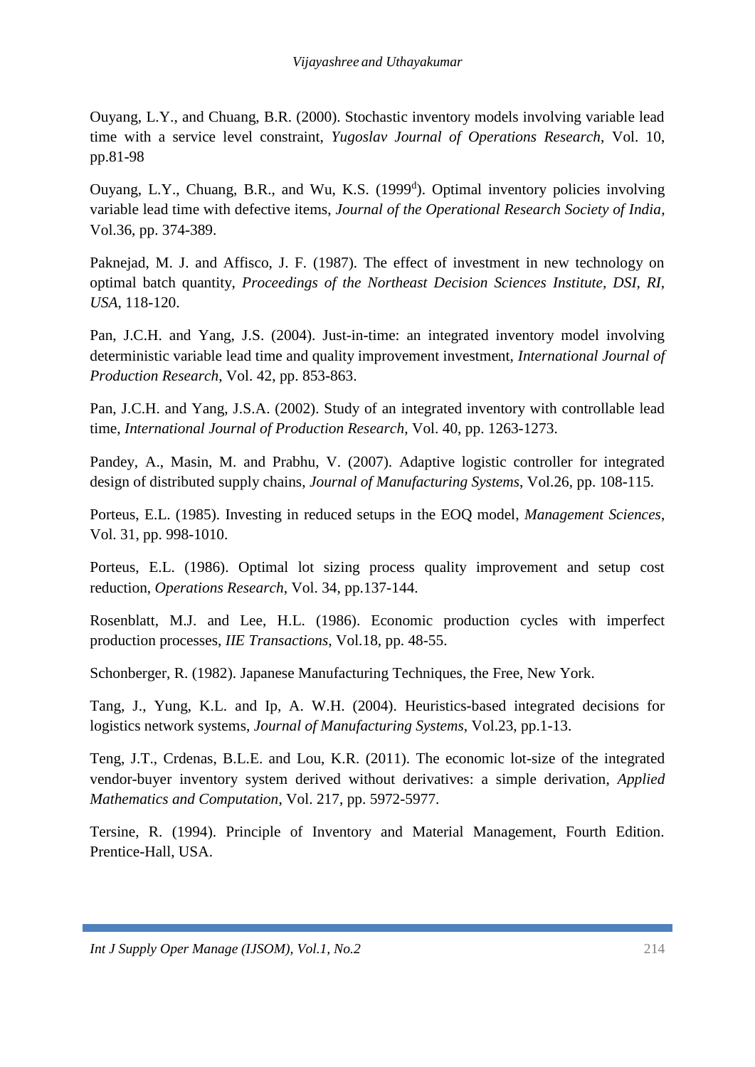Ouyang, L.Y., and Chuang, B.R. (2000). Stochastic inventory models involving variable lead time with a service level constraint, *Yugoslav Journal of Operations Research*, Vol. 10, pp.81-98

Ouyang, L.Y., Chuang, B.R., and Wu, K.S. (1999[d]). Optimal inventory policies involving variable lead time with defective items, *Journal of the Operational Research Society of India*, Vol.36, pp. 374-389.

Paknejad, M. J. and Affisco, J. F. (1987). The effect of investment in new technology on optimal batch quantity, *Proceedings of the Northeast Decision Sciences Institute, DSI, RI, USA*, 118-120.

Pan, J.C.H. and Yang, J.S. (2004). Just-in-time: an integrated inventory model involving deterministic variable lead time and quality improvement investment, *International Journal of Production Research*, Vol. 42, pp. 853-863.

Pan, J.C.H. and Yang, J.S.A. (2002). Study of an integrated inventory with controllable lead time, *International Journal of Production Research*, Vol. 40, pp. 1263-1273.

Pandey, A., Masin, M. and Prabhu, V. (2007). Adaptive logistic controller for integrated design of distributed supply chains, *Journal of Manufacturing Systems*, Vol.26, pp. 108-115.

Porteus, E.L. (1985). Investing in reduced setups in the EOQ model, *Management Sciences*, Vol. 31, pp. 998-1010.

Porteus, E.L. (1986). Optimal lot sizing process quality improvement and setup cost reduction, *Operations Research*, Vol. 34, pp.137-144.

Rosenblatt, M.J. and Lee, H.L. (1986). Economic production cycles with imperfect production processes, *IIE Transactions*, Vol.18, pp. 48-55.

Schonberger, R. (1982). Japanese Manufacturing Techniques, the Free, New York.

Tang, J., Yung, K.L. and Ip, A. W.H. (2004). Heuristics-based integrated decisions for logistics network systems, *Journal of Manufacturing Systems*, Vol.23, pp.1-13.

Teng, J.T., Crdenas, B.L.E. and Lou, K.R. (2011). The economic lot-size of the integrated vendor-buyer inventory system derived without derivatives: a simple derivation, *Applied Mathematics and Computation*, Vol. 217, pp. 5972-5977.

Tersine, R. (1994). Principle of Inventory and Material Management, Fourth Edition. Prentice-Hall, USA.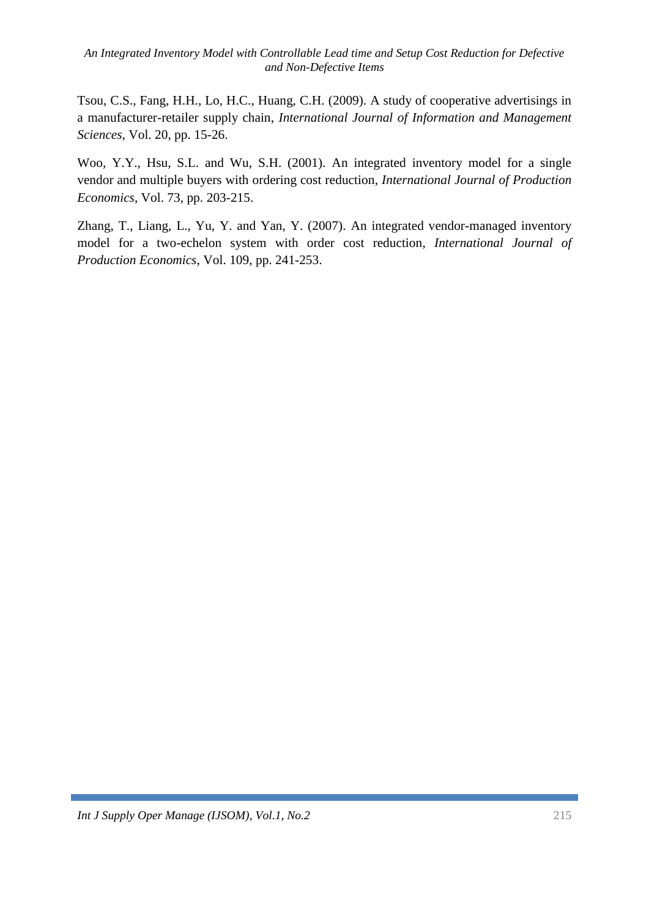Tsou, C.S., Fang, H.H., Lo, H.C., Huang, C.H. (2009). A study of cooperative advertisings in a manufacturer-retailer supply chain, *International Journal of Information and Management Sciences*, Vol. 20, pp. 15-26.

Woo, Y.Y., Hsu, S.L. and Wu, S.H. (2001). An integrated inventory model for a single vendor and multiple buyers with ordering cost reduction, *International Journal of Production Economics*, Vol. 73, pp. 203-215.

Zhang, T., Liang, L., Yu, Y. and Yan, Y. (2007). An integrated vendor-managed inventory model for a two-echelon system with order cost reduction, *International Journal of Production Economics*, Vol. 109, pp. 241-253.